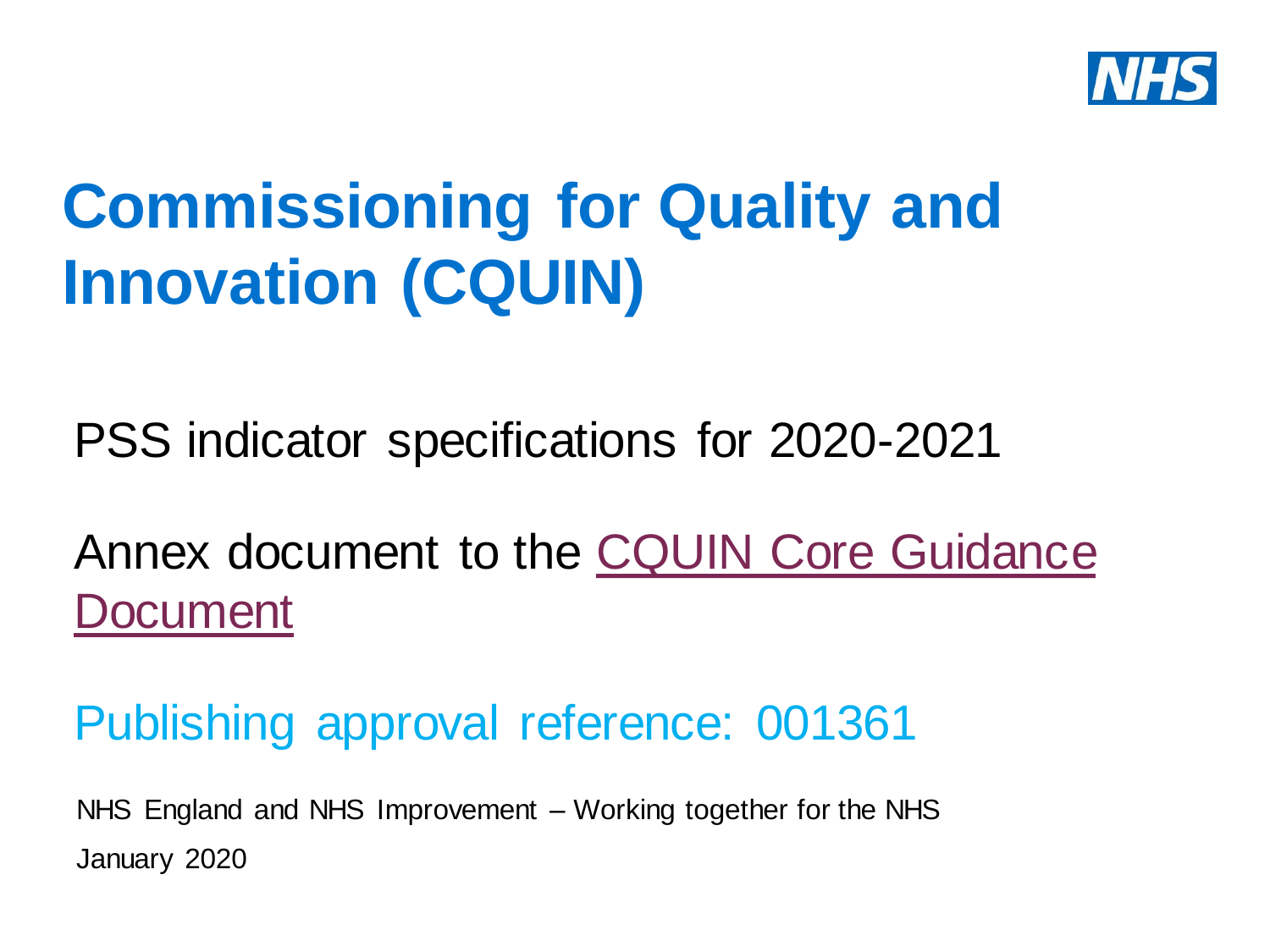# Commissioning for Quality and Innovation (CQUIN)

PSS indicator specifications for 2020-2021

Annex document to the CQUIN Core Guidance Document

Publishing approval reference: 001361

NHS England and NHS Improvement – Working together for the NHS

January 2020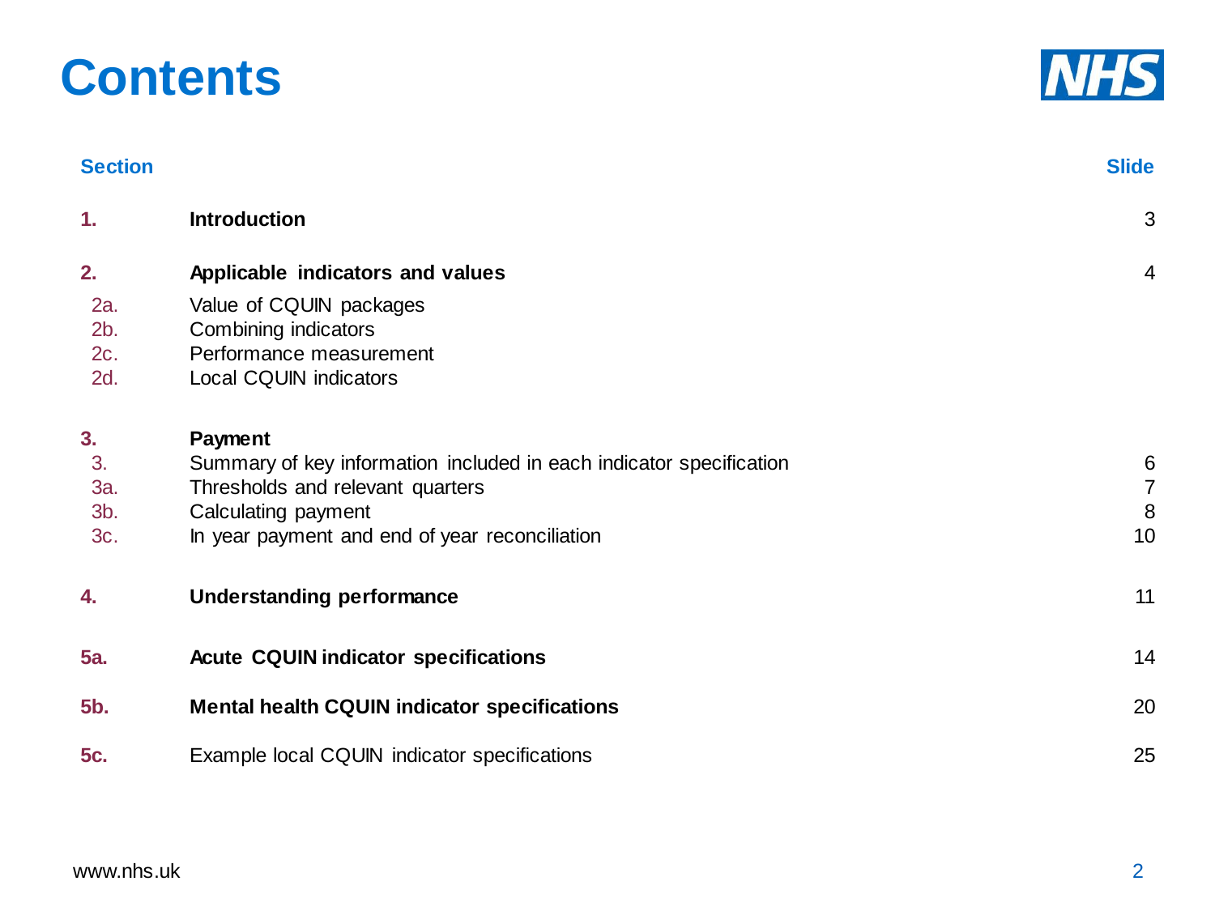# Contents

| Section | | Slide |
|---|---|---|
| **1.** | **Introduction** | 3 |
| **2.** | **Applicable indicators and values** | 4 |
| 2a. | Value of CQUIN packages | |
| 2b. | Combining indicators | |
| 2c. | Performance measurement | |
| 2d. | Local CQUIN indicators | |
| **3.** | **Payment** | |
| 3. | Summary of key information included in each indicator specification | 6 |
| 3a. | Thresholds and relevant quarters | 7 |
| 3b. | Calculating payment | 8 |
| 3c. | In year payment and end of year reconciliation | 10 |
| **4.** | **Understanding performance** | 11 |
| **5a.** | **Acute CQUIN indicator specifications** | 14 |
| **5b.** | **Mental health CQUIN indicator specifications** | 20 |
| **5c.** | Example local CQUIN indicator specifications | 25 |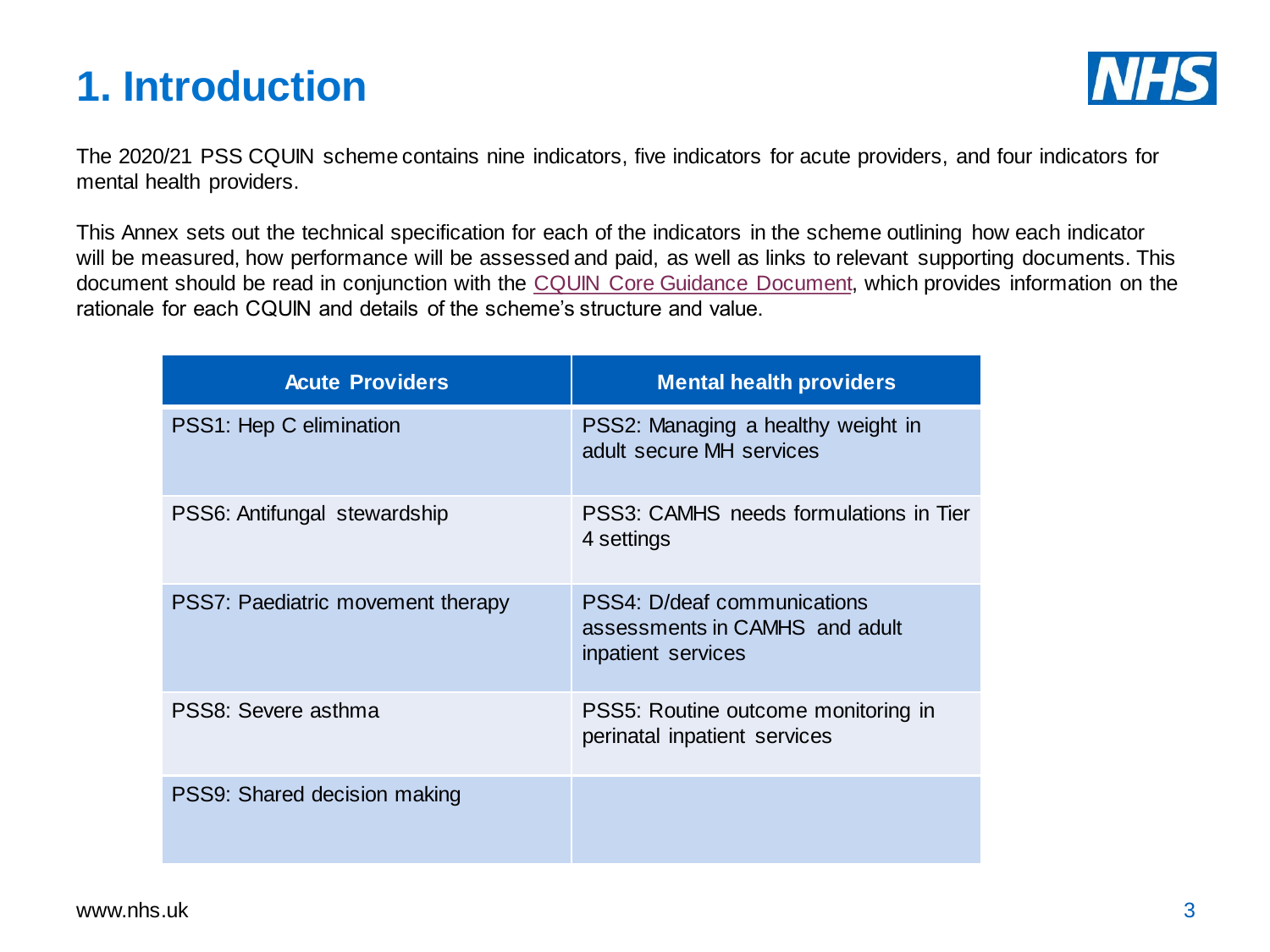# 1. Introduction

The 2020/21 PSS CQUIN scheme contains nine indicators, five indicators for acute providers, and four indicators for mental health providers.

This Annex sets out the technical specification for each of the indicators in the scheme outlining how each indicator will be measured, how performance will be assessed and paid, as well as links to relevant supporting documents. This document should be read in conjunction with the CQUIN Core Guidance Document, which provides information on the rationale for each CQUIN and details of the scheme's structure and value.

| Acute Providers | Mental health providers |
|---|---|
| PSS1: Hep C elimination | PSS2: Managing a healthy weight in adult secure MH services |
| PSS6: Antifungal stewardship | PSS3: CAMHS needs formulations in Tier 4 settings |
| PSS7: Paediatric movement therapy | PSS4: D/deaf communications assessments in CAMHS and adult inpatient services |
| PSS8: Severe asthma | PSS5: Routine outcome monitoring in perinatal inpatient services |
| PSS9: Shared decision making | |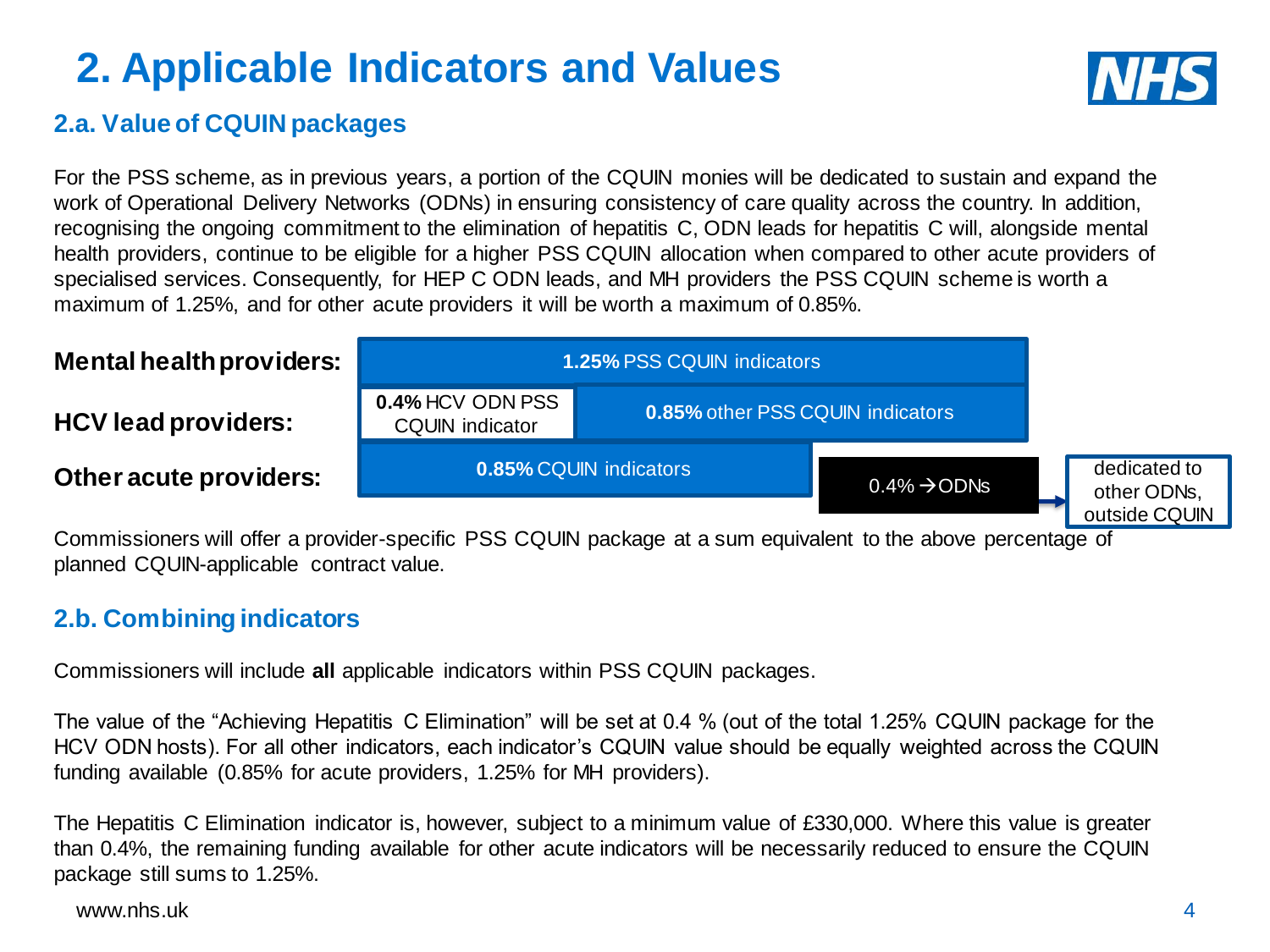# 2. Applicable Indicators and Values

## 2.a. Value of CQUIN packages

For the PSS scheme, as in previous years, a portion of the CQUIN monies will be dedicated to sustain and expand the work of Operational Delivery Networks (ODNs) in ensuring consistency of care quality across the country. In addition, recognising the ongoing commitment to the elimination of hepatitis C, ODN leads for hepatitis C will, alongside mental health providers, continue to be eligible for a higher PSS CQUIN allocation when compared to other acute providers of specialised services. Consequently, for HEP C ODN leads, and MH providers the PSS CQUIN scheme is worth a maximum of 1.25%, and for other acute providers it will be worth a maximum of 0.85%.

| Provider | | | |
|---|---|---|---|
| **Mental health providers:** | **1.25%** PSS CQUIN indicators | | |
| **HCV lead providers:** | **0.4%** HCV ODN PSS CQUIN indicator | **0.85%** other PSS CQUIN indicators | |
| **Other acute providers:** | **0.85%** CQUIN indicators | 0.4% → ODNs | → dedicated to other ODNs, outside CQUIN |

Commissioners will offer a provider-specific PSS CQUIN package at a sum equivalent to the above percentage of planned CQUIN-applicable contract value.

## 2.b. Combining indicators

Commissioners will include **all** applicable indicators within PSS CQUIN packages.

The value of the "Achieving Hepatitis C Elimination" will be set at 0.4 % (out of the total 1.25% CQUIN package for the HCV ODN hosts). For all other indicators, each indicator's CQUIN value should be equally weighted across the CQUIN funding available (0.85% for acute providers, 1.25% for MH providers).

The Hepatitis C Elimination indicator is, however, subject to a minimum value of £330,000. Where this value is greater than 0.4%, the remaining funding available for other acute indicators will be necessarily reduced to ensure the CQUIN package still sums to 1.25%.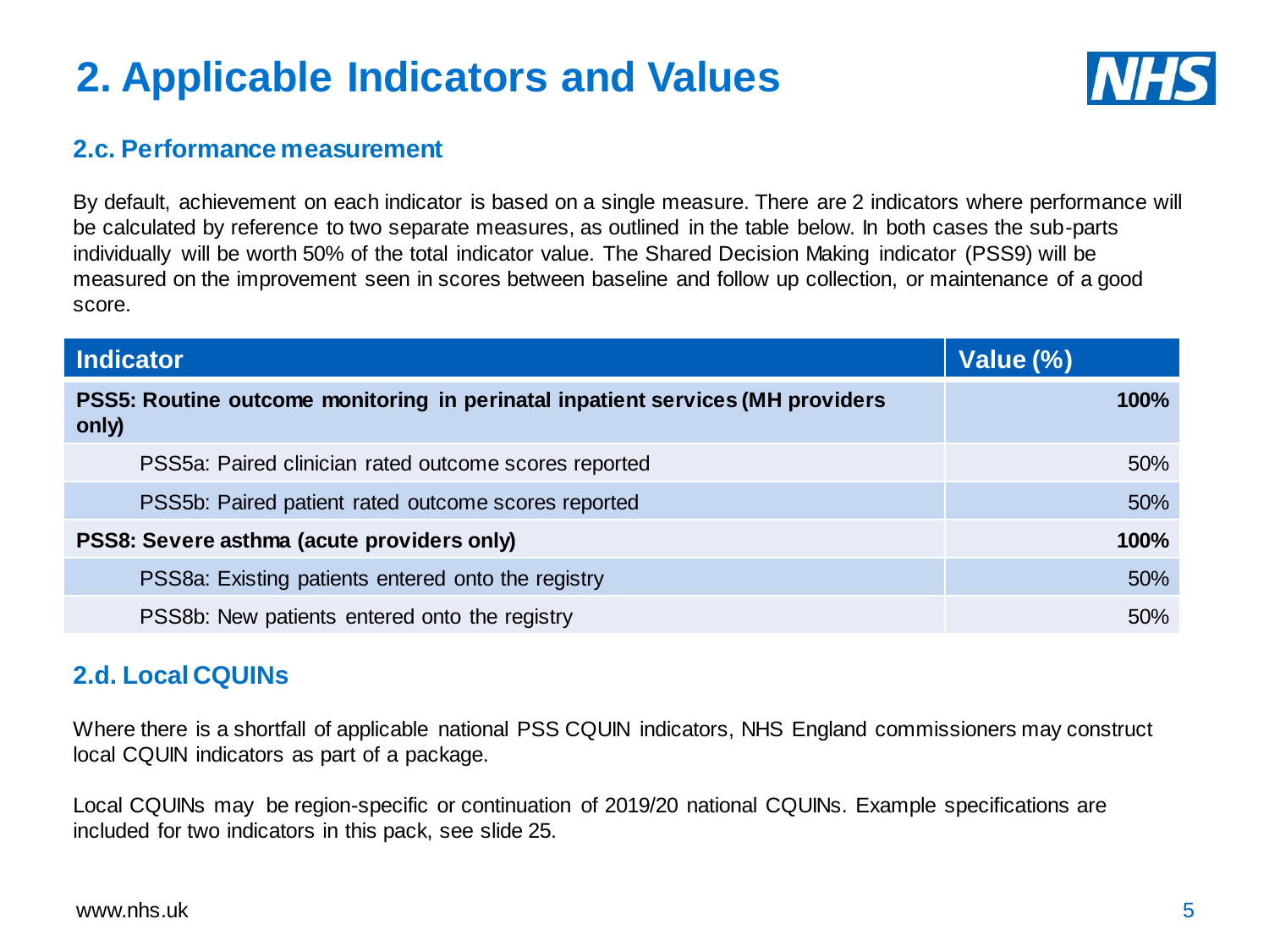# 2. Applicable Indicators and Values

## 2.c. Performance measurement

By default, achievement on each indicator is based on a single measure. There are 2 indicators where performance will be calculated by reference to two separate measures, as outlined in the table below. In both cases the sub-parts individually will be worth 50% of the total indicator value. The Shared Decision Making indicator (PSS9) will be measured on the improvement seen in scores between baseline and follow up collection, or maintenance of a good score.

| Indicator | Value (%) |
|---|---|
| **PSS5: Routine outcome monitoring in perinatal inpatient services (MH providers only)** | **100%** |
| PSS5a: Paired clinician rated outcome scores reported | 50% |
| PSS5b: Paired patient rated outcome scores reported | 50% |
| **PSS8: Severe asthma (acute providers only)** | **100%** |
| PSS8a: Existing patients entered onto the registry | 50% |
| PSS8b: New patients entered onto the registry | 50% |

## 2.d. Local CQUINs

Where there is a shortfall of applicable national PSS CQUIN indicators, NHS England commissioners may construct local CQUIN indicators as part of a package.

Local CQUINs may be region-specific or continuation of 2019/20 national CQUINs. Example specifications are included for two indicators in this pack, see slide 25.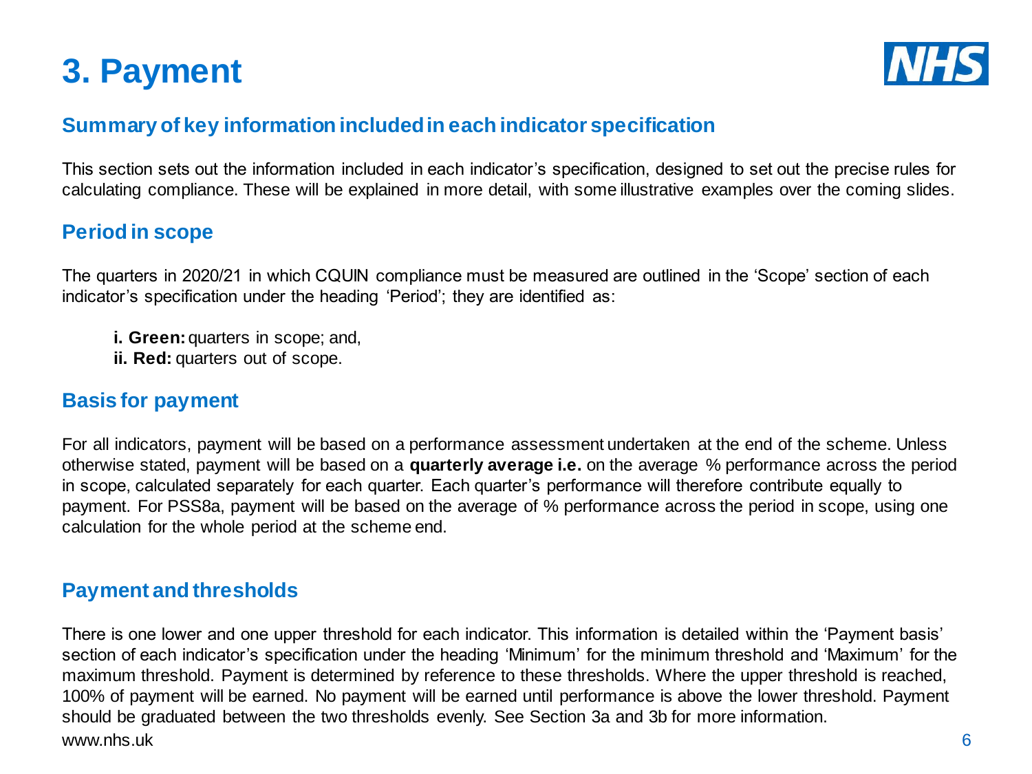# 3. Payment

## Summary of key information included in each indicator specification

This section sets out the information included in each indicator's specification, designed to set out the precise rules for calculating compliance. These will be explained in more detail, with some illustrative examples over the coming slides.

## Period in scope

The quarters in 2020/21 in which CQUIN compliance must be measured are outlined in the 'Scope' section of each indicator's specification under the heading 'Period'; they are identified as:

**i. Green:** quarters in scope; and,
**ii. Red:** quarters out of scope.

## Basis for payment

For all indicators, payment will be based on a performance assessment undertaken at the end of the scheme. Unless otherwise stated, payment will be based on a **quarterly average i.e.** on the average % performance across the period in scope, calculated separately for each quarter. Each quarter's performance will therefore contribute equally to payment. For PSS8a, payment will be based on the average of % performance across the period in scope, using one calculation for the whole period at the scheme end.

## Payment and thresholds

There is one lower and one upper threshold for each indicator. This information is detailed within the 'Payment basis' section of each indicator's specification under the heading 'Minimum' for the minimum threshold and 'Maximum' for the maximum threshold. Payment is determined by reference to these thresholds. Where the upper threshold is reached, 100% of payment will be earned. No payment will be earned until performance is above the lower threshold. Payment should be graduated between the two thresholds evenly. See Section 3a and 3b for more information.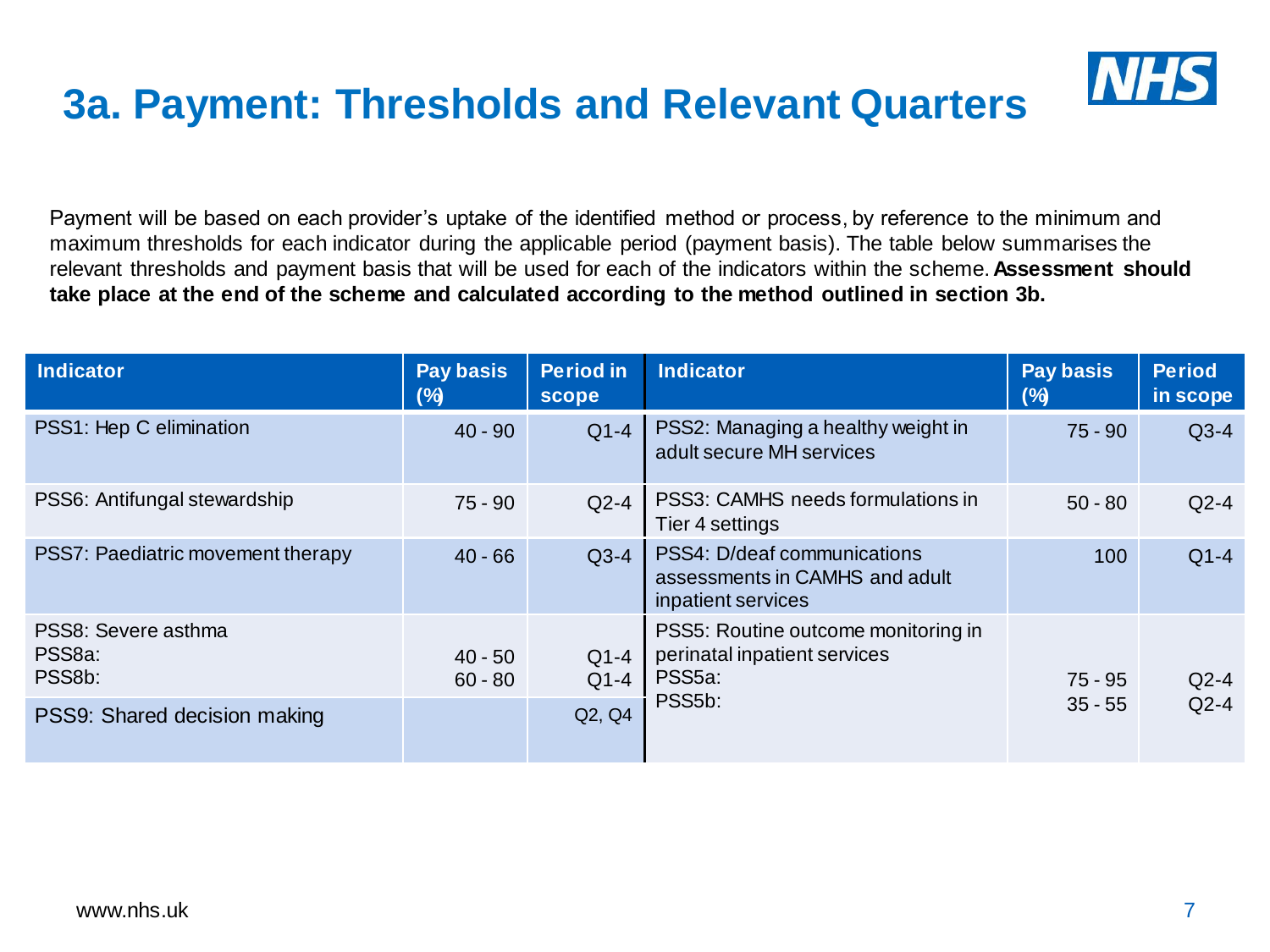# 3a. Payment: Thresholds and Relevant Quarters

Payment will be based on each provider's uptake of the identified method or process, by reference to the minimum and maximum thresholds for each indicator during the applicable period (payment basis). The table below summarises the relevant thresholds and payment basis that will be used for each of the indicators within the scheme. **Assessment should take place at the end of the scheme and calculated according to the method outlined in section 3b.**

| Indicator | Pay basis (%) | Period in scope | Indicator | Pay basis (%) | Period in scope |
|---|---|---|---|---|---|
| PSS1: Hep C elimination | 40 - 90 | Q1-4 | PSS2: Managing a healthy weight in adult secure MH services | 75 - 90 | Q3-4 |
| PSS6: Antifungal stewardship | 75 - 90 | Q2-4 | PSS3: CAMHS needs formulations in Tier 4 settings | 50 - 80 | Q2-4 |
| PSS7: Paediatric movement therapy | 40 - 66 | Q3-4 | PSS4: D/deaf communications assessments in CAMHS and adult inpatient services | 100 | Q1-4 |
| PSS8: Severe asthma<br>PSS8a:<br>PSS8b: | <br>40 - 50<br>60 - 80 | <br>Q1-4<br>Q1-4 | PSS5: Routine outcome monitoring in perinatal inpatient services<br>PSS5a:<br>PSS5b: | <br>75 - 95<br>35 - 55 | <br>Q2-4<br>Q2-4 |
| PSS9: Shared decision making | | Q2, Q4 | | | |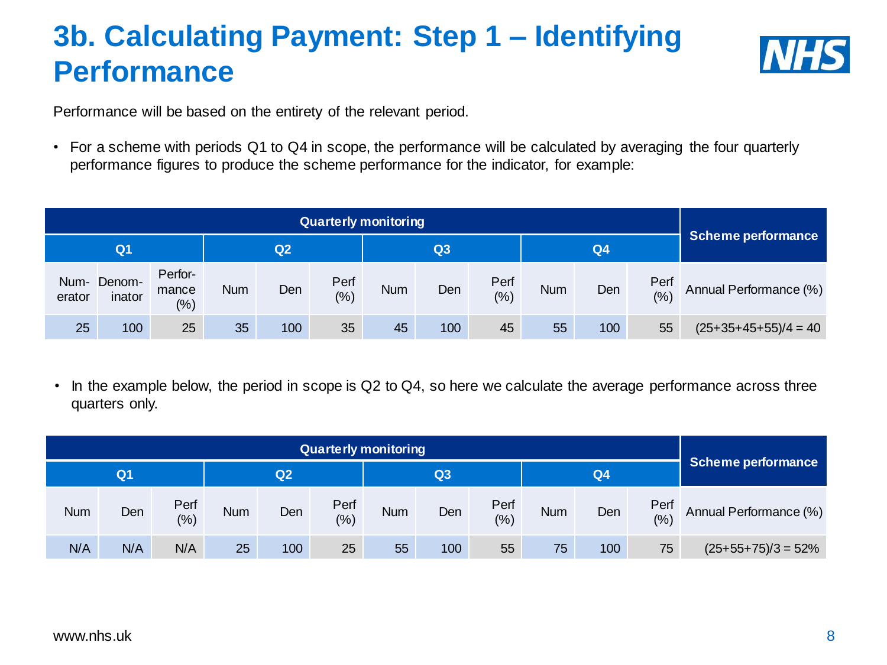# 3b. Calculating Payment: Step 1 – Identifying Performance

Performance will be based on the entirety of the relevant period.

- For a scheme with periods Q1 to Q4 in scope, the performance will be calculated by averaging the four quarterly performance figures to produce the scheme performance for the indicator, for example:

| Quarterly monitoring | | | | | | | | | | | | Scheme performance |
|---|---|---|---|---|---|---|---|---|---|---|---|---|
| Q1 | | | Q2 | | | Q3 | | | Q4 | | | |
| Num-erator | Denom-inator | Perfor-mance (%) | Num | Den | Perf (%) | Num | Den | Perf (%) | Num | Den | Perf (%) | Annual Performance (%) |
| 25 | 100 | 25 | 35 | 100 | 35 | 45 | 100 | 45 | 55 | 100 | 55 | (25+35+45+55)/4 = 40 |

- In the example below, the period in scope is Q2 to Q4, so here we calculate the average performance across three quarters only.

| Quarterly monitoring | | | | | | | | | | | | Scheme performance |
|---|---|---|---|---|---|---|---|---|---|---|---|---|
| Q1 | | | Q2 | | | Q3 | | | Q4 | | | |
| Num | Den | Perf (%) | Num | Den | Perf (%) | Num | Den | Perf (%) | Num | Den | Perf (%) | Annual Performance (%) |
| N/A | N/A | N/A | 25 | 100 | 25 | 55 | 100 | 55 | 75 | 100 | 75 | (25+55+75)/3 = 52% |

www.nhs.uk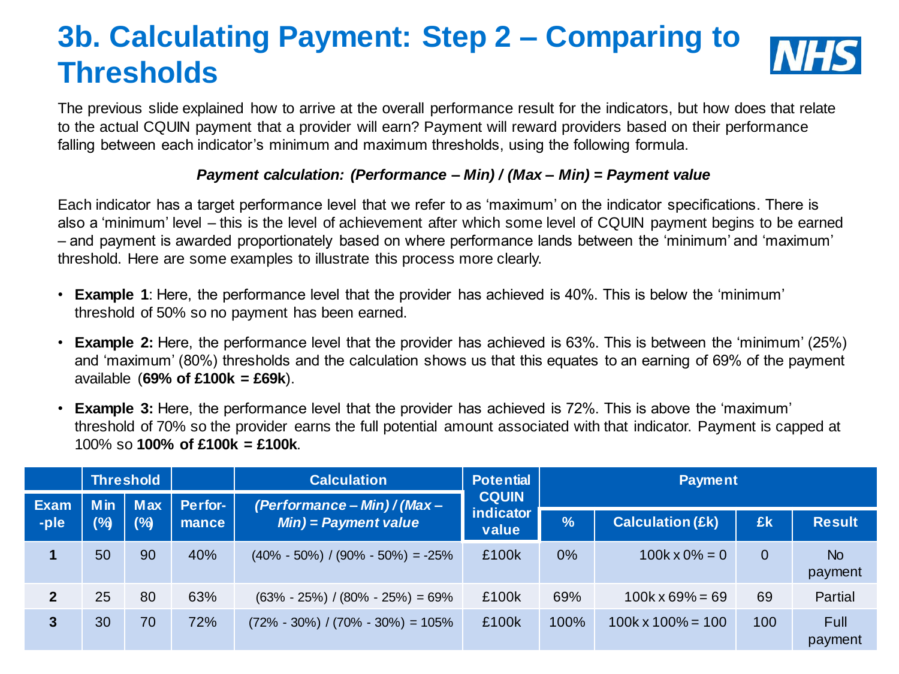# 3b. Calculating Payment: Step 2 – Comparing to Thresholds

The previous slide explained how to arrive at the overall performance result for the indicators, but how does that relate to the actual CQUIN payment that a provider will earn? Payment will reward providers based on their performance falling between each indicator's minimum and maximum thresholds, using the following formula.

***Payment calculation: (Performance – Min) / (Max – Min) = Payment value***

Each indicator has a target performance level that we refer to as 'maximum' on the indicator specifications. There is also a 'minimum' level – this is the level of achievement after which some level of CQUIN payment begins to be earned – and payment is awarded proportionately based on where performance lands between the 'minimum' and 'maximum' threshold. Here are some examples to illustrate this process more clearly.

- **Example 1**: Here, the performance level that the provider has achieved is 40%. This is below the 'minimum' threshold of 50% so no payment has been earned.
- **Example 2:** Here, the performance level that the provider has achieved is 63%. This is between the 'minimum' (25%) and 'maximum' (80%) thresholds and the calculation shows us that this equates to an earning of 69% of the payment available (**69% of £100k = £69k**).
- **Example 3:** Here, the performance level that the provider has achieved is 72%. This is above the 'maximum' threshold of 70% so the provider earns the full potential amount associated with that indicator. Payment is capped at 100% so **100% of £100k = £100k**.

| | Threshold | | | Calculation | Potential CQUIN indicator value | Payment | | | |
|---|---|---|---|---|---|---|---|---|---|
| Example | Min (%) | Max (%) | Performance | *(Performance – Min) / (Max – Min) = Payment value* | | % | Calculation (£k) | £k | Result |
| 1 | 50 | 90 | 40% | (40% - 50%) / (90% - 50%) = -25% | £100k | 0% | 100k x 0% = 0 | 0 | No payment |
| 2 | 25 | 80 | 63% | (63% - 25%) / (80% - 25%) = 69% | £100k | 69% | 100k x 69% = 69 | 69 | Partial |
| 3 | 30 | 70 | 72% | (72% - 30%) / (70% - 30%) = 105% | £100k | 100% | 100k x 100% = 100 | 100 | Full payment |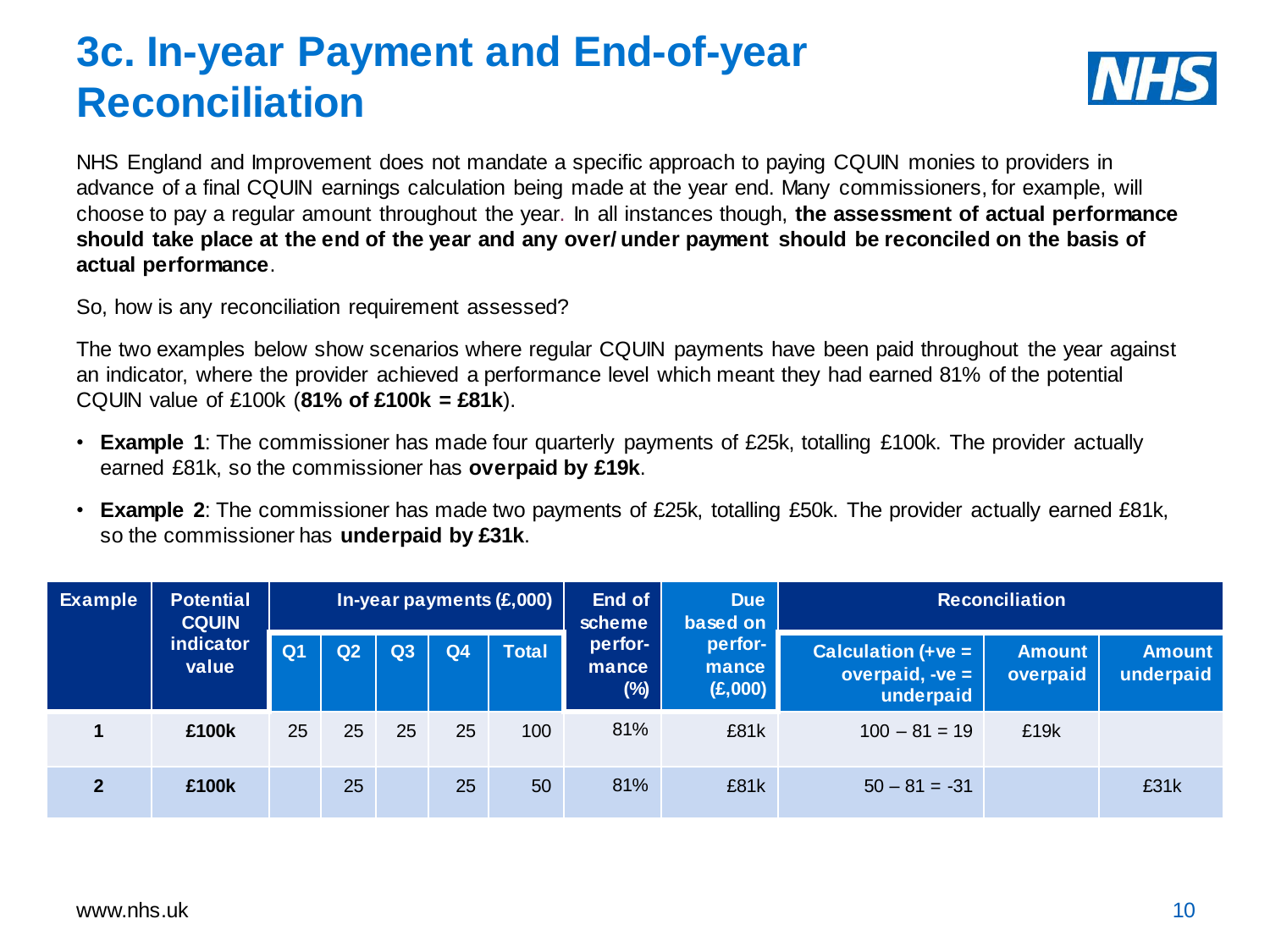# 3c. In-year Payment and End-of-year Reconciliation

NHS England and Improvement does not mandate a specific approach to paying CQUIN monies to providers in advance of a final CQUIN earnings calculation being made at the year end. Many commissioners, for example, will choose to pay a regular amount throughout the year. In all instances though, **the assessment of actual performance should take place at the end of the year and any over/ under payment should be reconciled on the basis of actual performance**.

So, how is any reconciliation requirement assessed?

The two examples below show scenarios where regular CQUIN payments have been paid throughout the year against an indicator, where the provider achieved a performance level which meant they had earned 81% of the potential CQUIN value of £100k (**81% of £100k = £81k**).

- **Example 1**: The commissioner has made four quarterly payments of £25k, totalling £100k. The provider actually earned £81k, so the commissioner has **overpaid by £19k**.
- **Example 2**: The commissioner has made two payments of £25k, totalling £50k. The provider actually earned £81k, so the commissioner has **underpaid by £31k**.

| Example | Potential CQUIN indicator value | In-year payments (£,000) | | | | | End of scheme perfor-mance (%) | Due based on perfor-mance (£,000) | Reconciliation | | |
|---|---|---|---|---|---|---|---|---|---|---|---|
| | | Q1 | Q2 | Q3 | Q4 | Total | | | Calculation (+ve = overpaid, -ve = underpaid | Amount overpaid | Amount underpaid |
| 1 | £100k | 25 | 25 | 25 | 25 | 100 | 81% | £81k | 100 – 81 = 19 | £19k | |
| 2 | £100k | | 25 | | 25 | 50 | 81% | £81k | 50 – 81 = -31 | | £31k |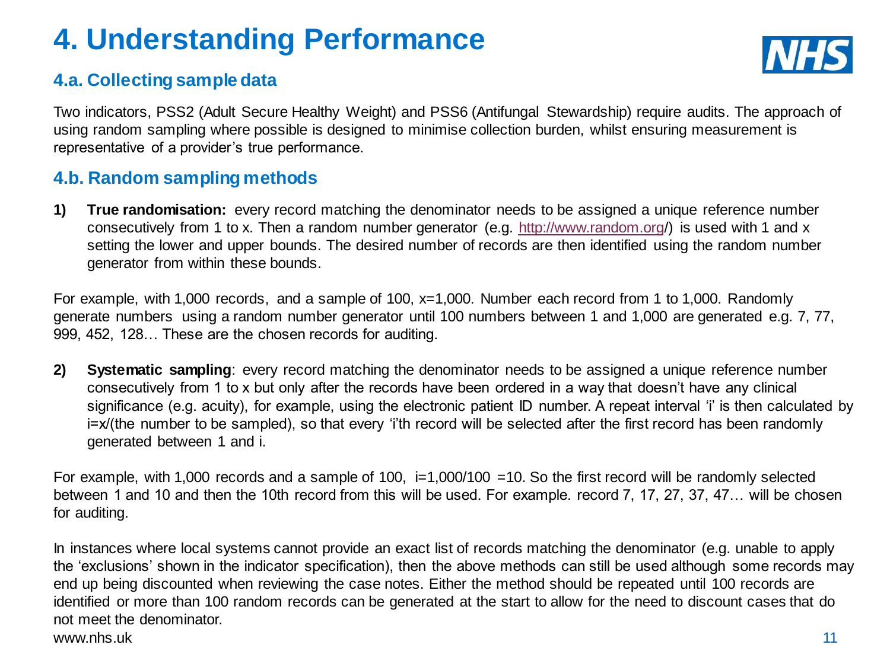# 4. Understanding Performance

## 4.a. Collecting sample data

Two indicators, PSS2 (Adult Secure Healthy Weight) and PSS6 (Antifungal Stewardship) require audits. The approach of using random sampling where possible is designed to minimise collection burden, whilst ensuring measurement is representative of a provider's true performance.

## 4.b. Random sampling methods

1) **True randomisation:** every record matching the denominator needs to be assigned a unique reference number consecutively from 1 to x. Then a random number generator (e.g. http://www.random.org/) is used with 1 and x setting the lower and upper bounds. The desired number of records are then identified using the random number generator from within these bounds.

For example, with 1,000 records, and a sample of 100, x=1,000. Number each record from 1 to 1,000. Randomly generate numbers using a random number generator until 100 numbers between 1 and 1,000 are generated e.g. 7, 77, 999, 452, 128… These are the chosen records for auditing.

2) **Systematic sampling**: every record matching the denominator needs to be assigned a unique reference number consecutively from 1 to x but only after the records have been ordered in a way that doesn't have any clinical significance (e.g. acuity), for example, using the electronic patient ID number. A repeat interval 'i' is then calculated by i=x/(the number to be sampled), so that every 'i'th record will be selected after the first record has been randomly generated between 1 and i.

For example, with 1,000 records and a sample of 100, i=1,000/100 =10. So the first record will be randomly selected between 1 and 10 and then the 10th record from this will be used. For example. record 7, 17, 27, 37, 47… will be chosen for auditing.

In instances where local systems cannot provide an exact list of records matching the denominator (e.g. unable to apply the 'exclusions' shown in the indicator specification), then the above methods can still be used although some records may end up being discounted when reviewing the case notes. Either the method should be repeated until 100 records are identified or more than 100 random records can be generated at the start to allow for the need to discount cases that do not meet the denominator.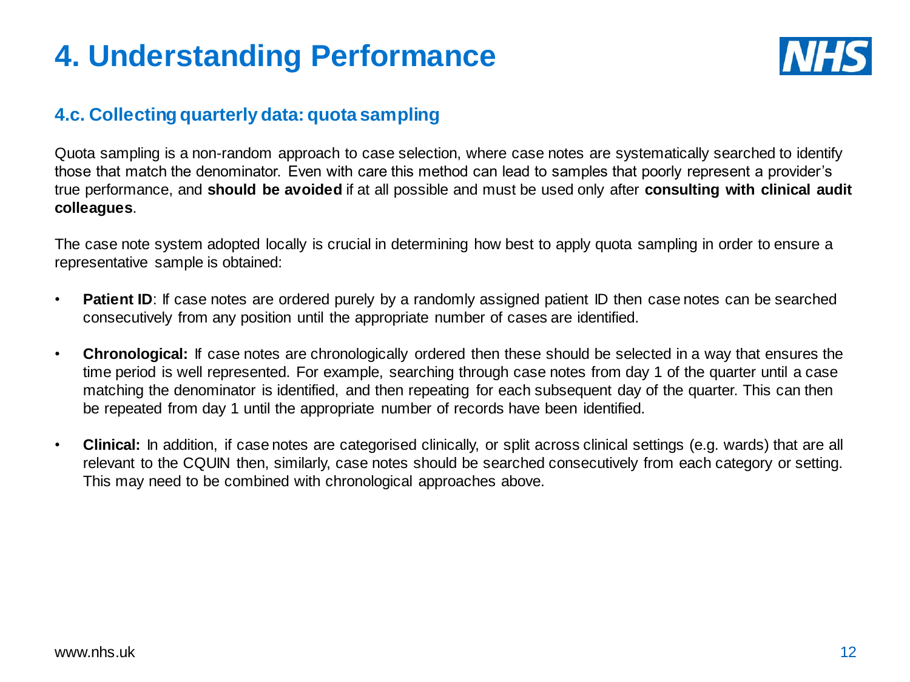# 4. Understanding Performance

## 4.c. Collecting quarterly data: quota sampling

Quota sampling is a non-random approach to case selection, where case notes are systematically searched to identify those that match the denominator. Even with care this method can lead to samples that poorly represent a provider's true performance, and **should be avoided** if at all possible and must be used only after **consulting with clinical audit colleagues**.

The case note system adopted locally is crucial in determining how best to apply quota sampling in order to ensure a representative sample is obtained:

- **Patient ID**: If case notes are ordered purely by a randomly assigned patient ID then case notes can be searched consecutively from any position until the appropriate number of cases are identified.
- **Chronological:** If case notes are chronologically ordered then these should be selected in a way that ensures the time period is well represented. For example, searching through case notes from day 1 of the quarter until a case matching the denominator is identified, and then repeating for each subsequent day of the quarter. This can then be repeated from day 1 until the appropriate number of records have been identified.
- **Clinical:** In addition, if case notes are categorised clinically, or split across clinical settings (e.g. wards) that are all relevant to the CQUIN then, similarly, case notes should be searched consecutively from each category or setting. This may need to be combined with chronological approaches above.

www.nhs.uk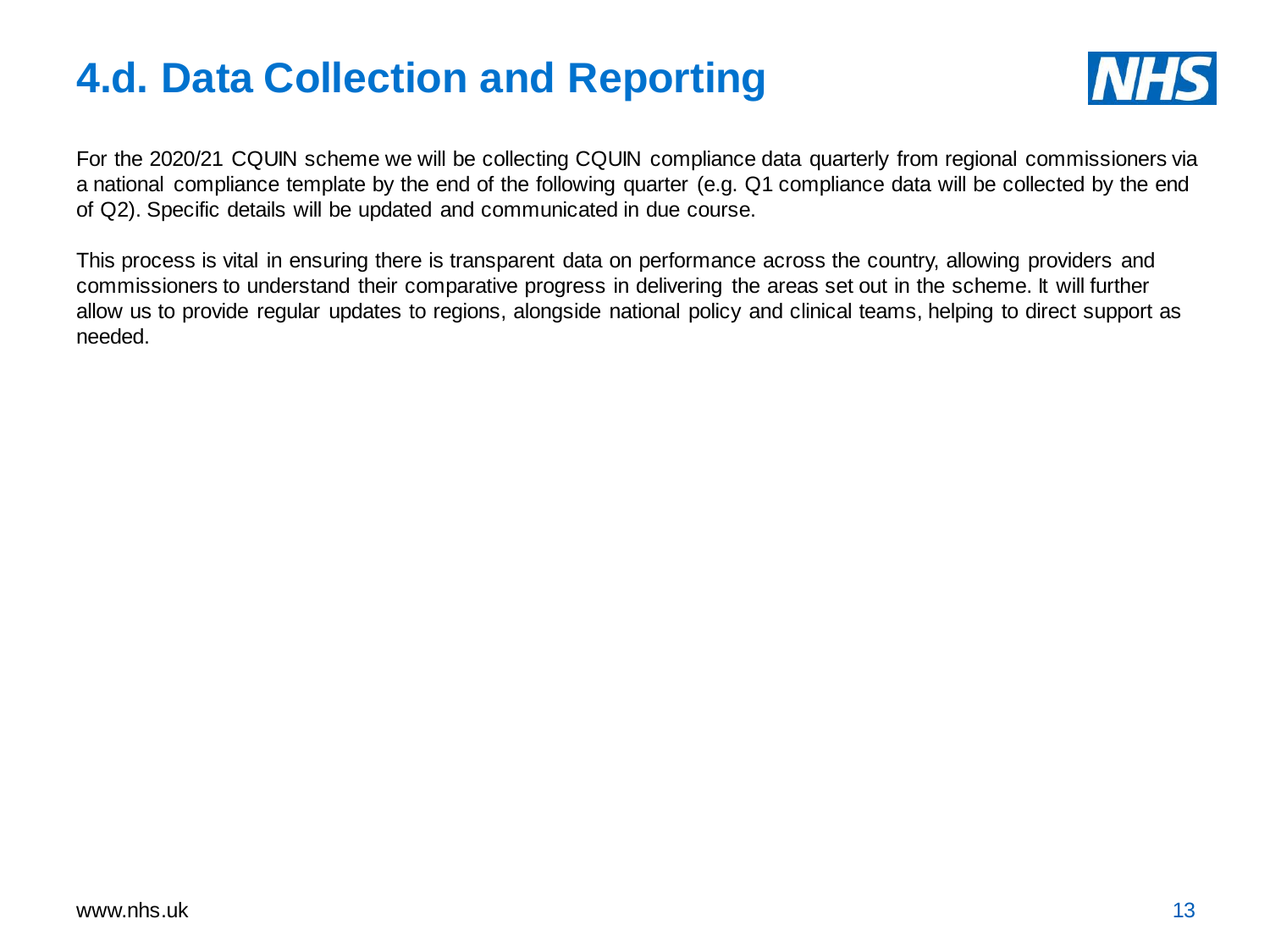# 4.d. Data Collection and Reporting

For the 2020/21 CQUIN scheme we will be collecting CQUIN compliance data quarterly from regional commissioners via a national compliance template by the end of the following quarter (e.g. Q1 compliance data will be collected by the end of Q2). Specific details will be updated and communicated in due course.

This process is vital in ensuring there is transparent data on performance across the country, allowing providers and commissioners to understand their comparative progress in delivering the areas set out in the scheme. It will further allow us to provide regular updates to regions, alongside national policy and clinical teams, helping to direct support as needed.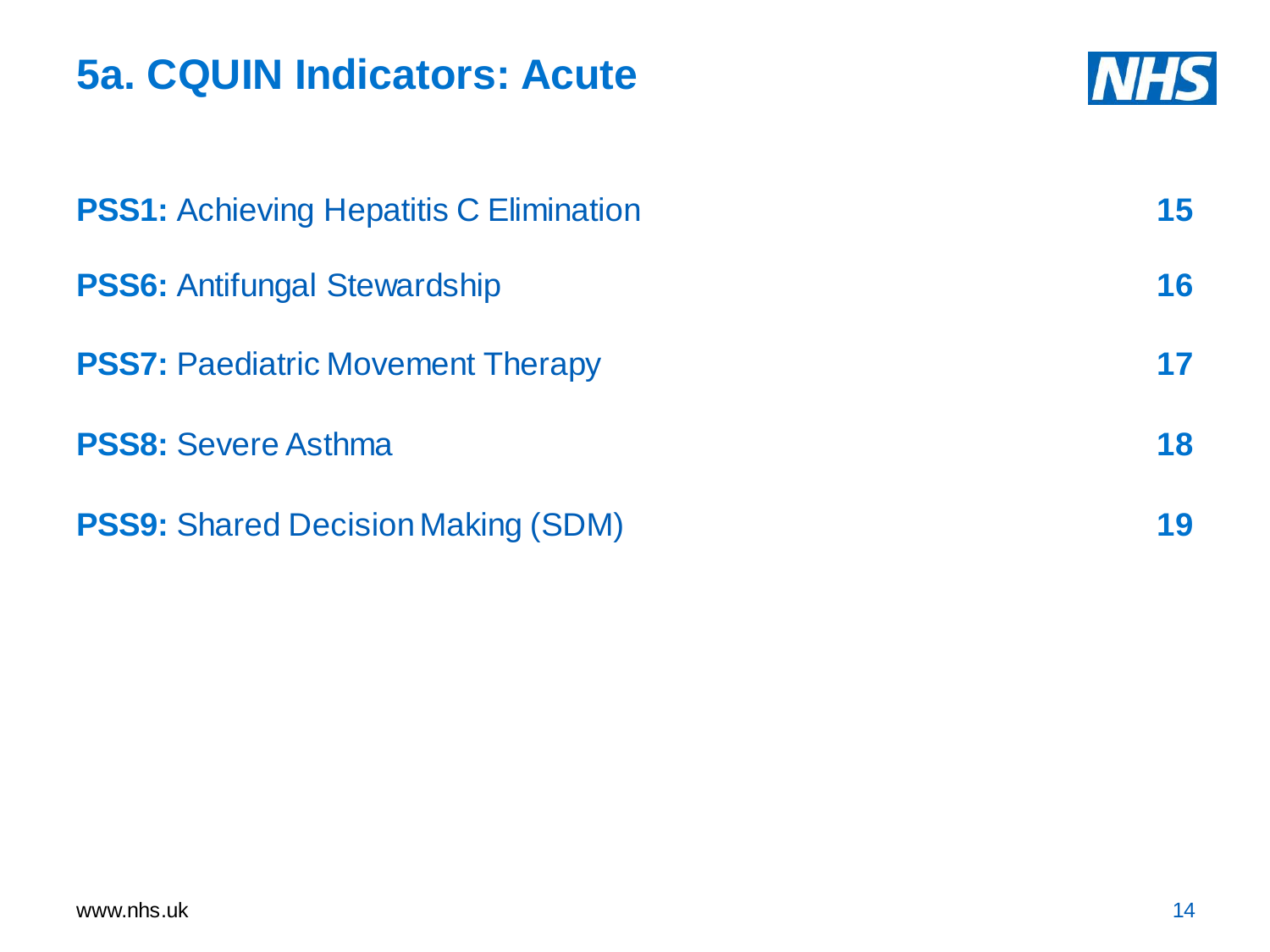# 5a. CQUIN Indicators: Acute

| | |
|---|---|
| **PSS1:** Achieving Hepatitis C Elimination | **15** |
| **PSS6:** Antifungal Stewardship | **16** |
| **PSS7:** Paediatric Movement Therapy | **17** |
| **PSS8:** Severe Asthma | **18** |
| **PSS9:** Shared Decision Making (SDM) | **19** |

www.nhs.uk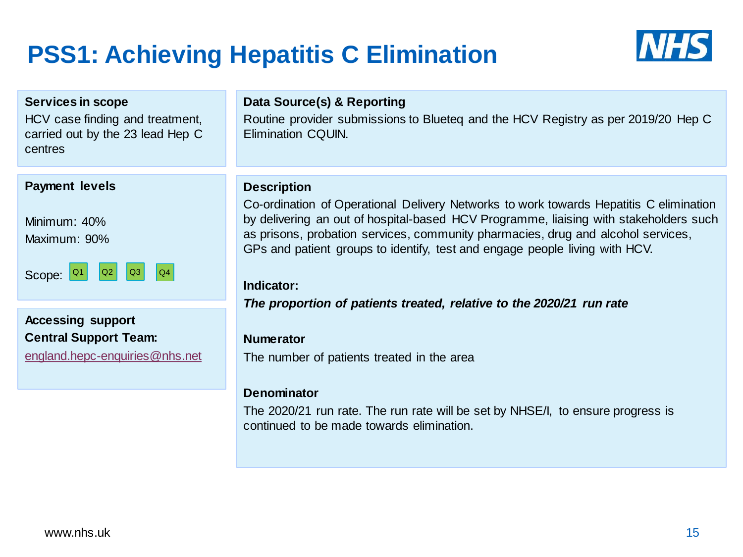# PSS1: Achieving Hepatitis C Elimination

**Services in scope**

HCV case finding and treatment, carried out by the 23 lead Hep C centres

**Payment levels**

Minimum: 40%

Maximum: 90%

Scope: Q1 Q2 Q3 Q4

**Accessing support**

**Central Support Team:**

england.hepc-enquiries@nhs.net

**Data Source(s) & Reporting**

Routine provider submissions to Blueteq and the HCV Registry as per 2019/20 Hep C Elimination CQUIN.

**Description**

Co-ordination of Operational Delivery Networks to work towards Hepatitis C elimination by delivering an out of hospital-based HCV Programme, liaising with stakeholders such as prisons, probation services, community pharmacies, drug and alcohol services, GPs and patient groups to identify, test and engage people living with HCV.

**Indicator:**

***The proportion of patients treated, relative to the 2020/21 run rate***

**Numerator**

The number of patients treated in the area

**Denominator**

The 2020/21 run rate. The run rate will be set by NHSE/I, to ensure progress is continued to be made towards elimination.

www.nhs.uk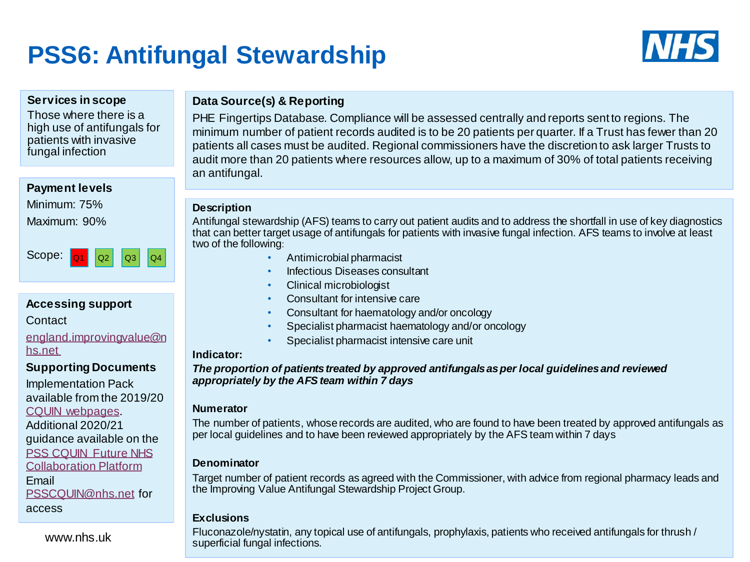# PSS6: Antifungal Stewardship

### Services in scope

Those where there is a high use of antifungals for patients with invasive fungal infection

### Payment levels

Minimum: 75%

Maximum: 90%

Scope: Q1 Q2 Q3 Q4

### Accessing support

Contact

england.improvingvalue@nhs.net

**Supporting Documents**

Implementation Pack available from the 2019/20 CQUIN webpages. Additional 2020/21 guidance available on the PSS CQUIN Future NHS Collaboration Platform Email PSSCQUIN@nhs.net for access

www.nhs.uk

### Data Source(s) & Reporting

PHE Fingertips Database. Compliance will be assessed centrally and reports sent to regions. The minimum number of patient records audited is to be 20 patients per quarter. If a Trust has fewer than 20 patients all cases must be audited. Regional commissioners have the discretion to ask larger Trusts to audit more than 20 patients where resources allow, up to a maximum of 30% of total patients receiving an antifungal.

### Description

Antifungal stewardship (AFS) teams to carry out patient audits and to address the shortfall in use of key diagnostics that can better target usage of antifungals for patients with invasive fungal infection. AFS teams to involve at least two of the following:

- Antimicrobial pharmacist
- Infectious Diseases consultant
- Clinical microbiologist
- Consultant for intensive care
- Consultant for haematology and/or oncology
- Specialist pharmacist haematology and/or oncology
- Specialist pharmacist intensive care unit

**Indicator:**

***The proportion of patients treated by approved antifungals as per local guidelines and reviewed appropriately by the AFS team within 7 days***

**Numerator**

The number of patients, whose records are audited, who are found to have been treated by approved antifungals as per local guidelines and to have been reviewed appropriately by the AFS team within 7 days

**Denominator**

Target number of patient records as agreed with the Commissioner, with advice from regional pharmacy leads and the Improving Value Antifungal Stewardship Project Group.

**Exclusions**

Fluconazole/nystatin, any topical use of antifungals, prophylaxis, patients who received antifungals for thrush / superficial fungal infections.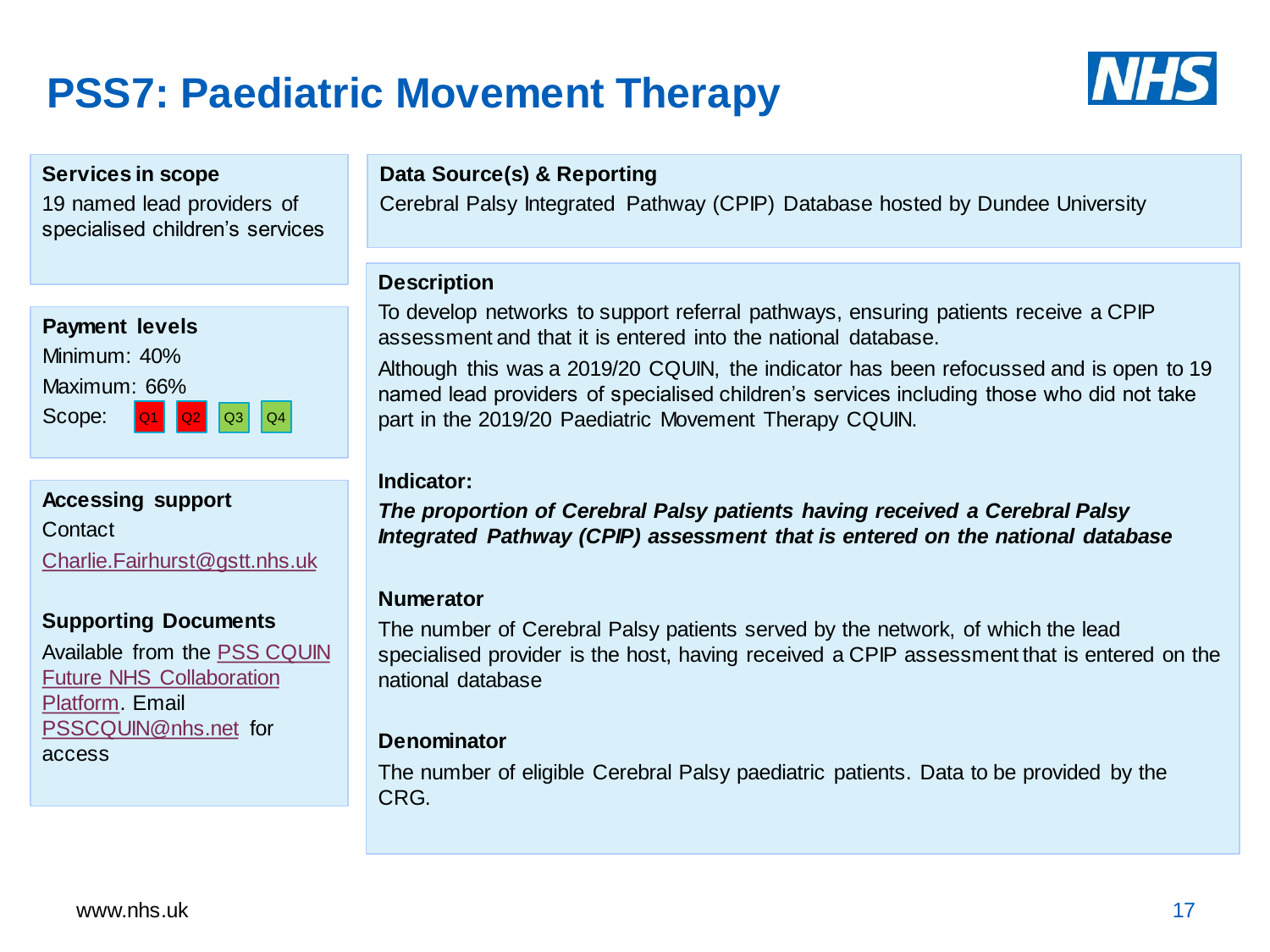# PSS7: Paediatric Movement Therapy

**Services in scope**

19 named lead providers of specialised children's services

**Payment levels**

Minimum: 40%

Maximum: 66%

Scope: Q1 Q2 Q3 Q4

**Accessing support**

Contact

Charlie.Fairhurst@gstt.nhs.uk

**Supporting Documents**

Available from the PSS CQUIN Future NHS Collaboration Platform. Email PSSCQUIN@nhs.net for access

**Data Source(s) & Reporting**

Cerebral Palsy Integrated Pathway (CPIP) Database hosted by Dundee University

**Description**

To develop networks to support referral pathways, ensuring patients receive a CPIP assessment and that it is entered into the national database.

Although this was a 2019/20 CQUIN, the indicator has been refocussed and is open to 19 named lead providers of specialised children's services including those who did not take part in the 2019/20 Paediatric Movement Therapy CQUIN.

**Indicator:**

***The proportion of Cerebral Palsy patients having received a Cerebral Palsy Integrated Pathway (CPIP) assessment that is entered on the national database***

**Numerator**

The number of Cerebral Palsy patients served by the network, of which the lead specialised provider is the host, having received a CPIP assessment that is entered on the national database

**Denominator**

The number of eligible Cerebral Palsy paediatric patients. Data to be provided by the CRG.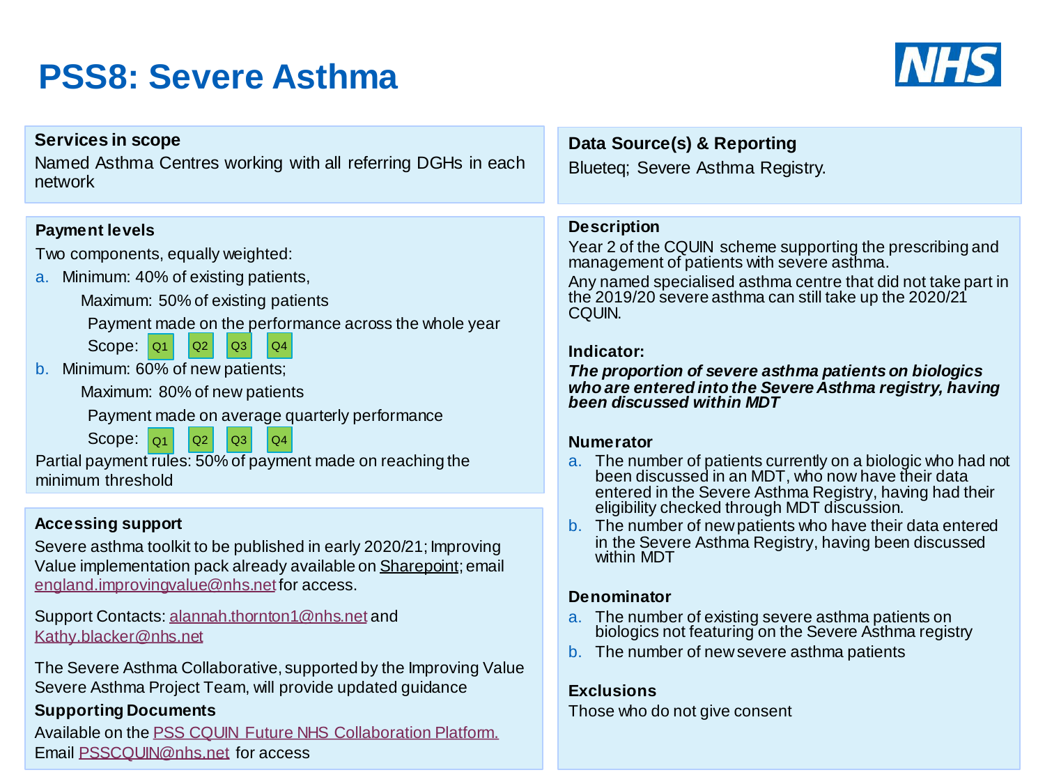# PSS8: Severe Asthma

### Services in scope

Named Asthma Centres working with all referring DGHs in each network

### Payment levels

Two components, equally weighted:

a. Minimum: 40% of existing patients,

   Maximum: 50% of existing patients

   Payment made on the performance across the whole year

   Scope: Q1 Q2 Q3 Q4

b. Minimum: 60% of new patients;

   Maximum: 80% of new patients

   Payment made on average quarterly performance

   Scope: Q1 Q2 Q3 Q4

Partial payment rules: 50% of payment made on reaching the minimum threshold

### Accessing support

Severe asthma toolkit to be published in early 2020/21; Improving Value implementation pack already available on Sharepoint; email england.improvingvalue@nhs.net for access.

Support Contacts: alannah.thornton1@nhs.net and Kathy.blacker@nhs.net

The Severe Asthma Collaborative, supported by the Improving Value Severe Asthma Project Team, will provide updated guidance

**Supporting Documents**

Available on the PSS CQUIN Future NHS Collaboration Platform. Email PSSCQUIN@nhs.net for access

### Data Source(s) & Reporting

Blueteq; Severe Asthma Registry.

### Description

Year 2 of the CQUIN scheme supporting the prescribing and management of patients with severe asthma.

Any named specialised asthma centre that did not take part in the 2019/20 severe asthma can still take up the 2020/21 CQUIN.

**Indicator:**

***The proportion of severe asthma patients on biologics who are entered into the Severe Asthma registry, having been discussed within MDT***

**Numerator**

a. The number of patients currently on a biologic who had not been discussed in an MDT, who now have their data entered in the Severe Asthma Registry, having had their eligibility checked through MDT discussion.
b. The number of new patients who have their data entered in the Severe Asthma Registry, having been discussed within MDT

**Denominator**

a. The number of existing severe asthma patients on biologics not featuring on the Severe Asthma registry
b. The number of new severe asthma patients

**Exclusions**

Those who do not give consent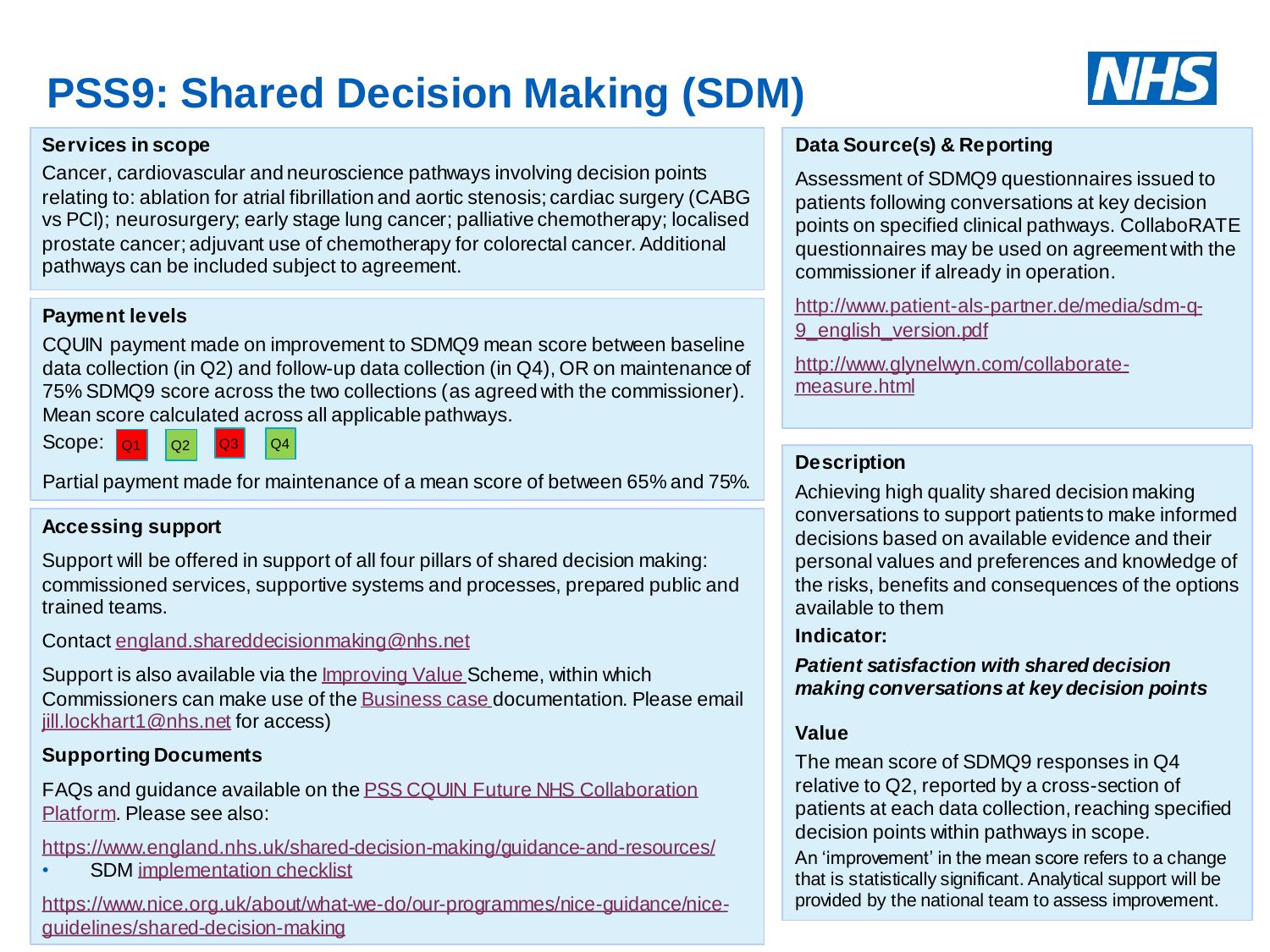# PSS9: Shared Decision Making (SDM)

## Services in scope

Cancer, cardiovascular and neuroscience pathways involving decision points relating to: ablation for atrial fibrillation and aortic stenosis; cardiac surgery (CABG vs PCI); neurosurgery; early stage lung cancer; palliative chemotherapy; localised prostate cancer; adjuvant use of chemotherapy for colorectal cancer. Additional pathways can be included subject to agreement.

## Payment levels

CQUIN payment made on improvement to SDMQ9 mean score between baseline data collection (in Q2) and follow-up data collection (in Q4), OR on maintenance of 75% SDMQ9 score across the two collections (as agreed with the commissioner). Mean score calculated across all applicable pathways.

Scope: Q1 Q2 Q3 Q4

Partial payment made for maintenance of a mean score of between 65% and 75%.

## Accessing support

Support will be offered in support of all four pillars of shared decision making: commissioned services, supportive systems and processes, prepared public and trained teams.

Contact england.shareddecisionmaking@nhs.net

Support is also available via the Improving Value Scheme, within which Commissioners can make use of the Business case documentation. Please email jill.lockhart1@nhs.net for access)

## Supporting Documents

FAQs and guidance available on the PSS CQUIN Future NHS Collaboration Platform. Please see also:

https://www.england.nhs.uk/shared-decision-making/guidance-and-resources/

- SDM implementation checklist

https://www.nice.org.uk/about/what-we-do/our-programmes/nice-guidance/nice-guidelines/shared-decision-making

## Data Source(s) & Reporting

Assessment of SDMQ9 questionnaires issued to patients following conversations at key decision points on specified clinical pathways. CollaboRATE questionnaires may be used on agreement with the commissioner if already in operation.

http://www.patient-als-partner.de/media/sdm-q-9_english_version.pdf

http://www.glynelwyn.com/collaborate-measure.html

## Description

Achieving high quality shared decision making conversations to support patients to make informed decisions based on available evidence and their personal values and preferences and knowledge of the risks, benefits and consequences of the options available to them

### Indicator:

***Patient satisfaction with shared decision making conversations at key decision points***

### Value

The mean score of SDMQ9 responses in Q4 relative to Q2, reported by a cross-section of patients at each data collection, reaching specified decision points within pathways in scope.

An 'improvement' in the mean score refers to a change that is statistically significant. Analytical support will be provided by the national team to assess improvement.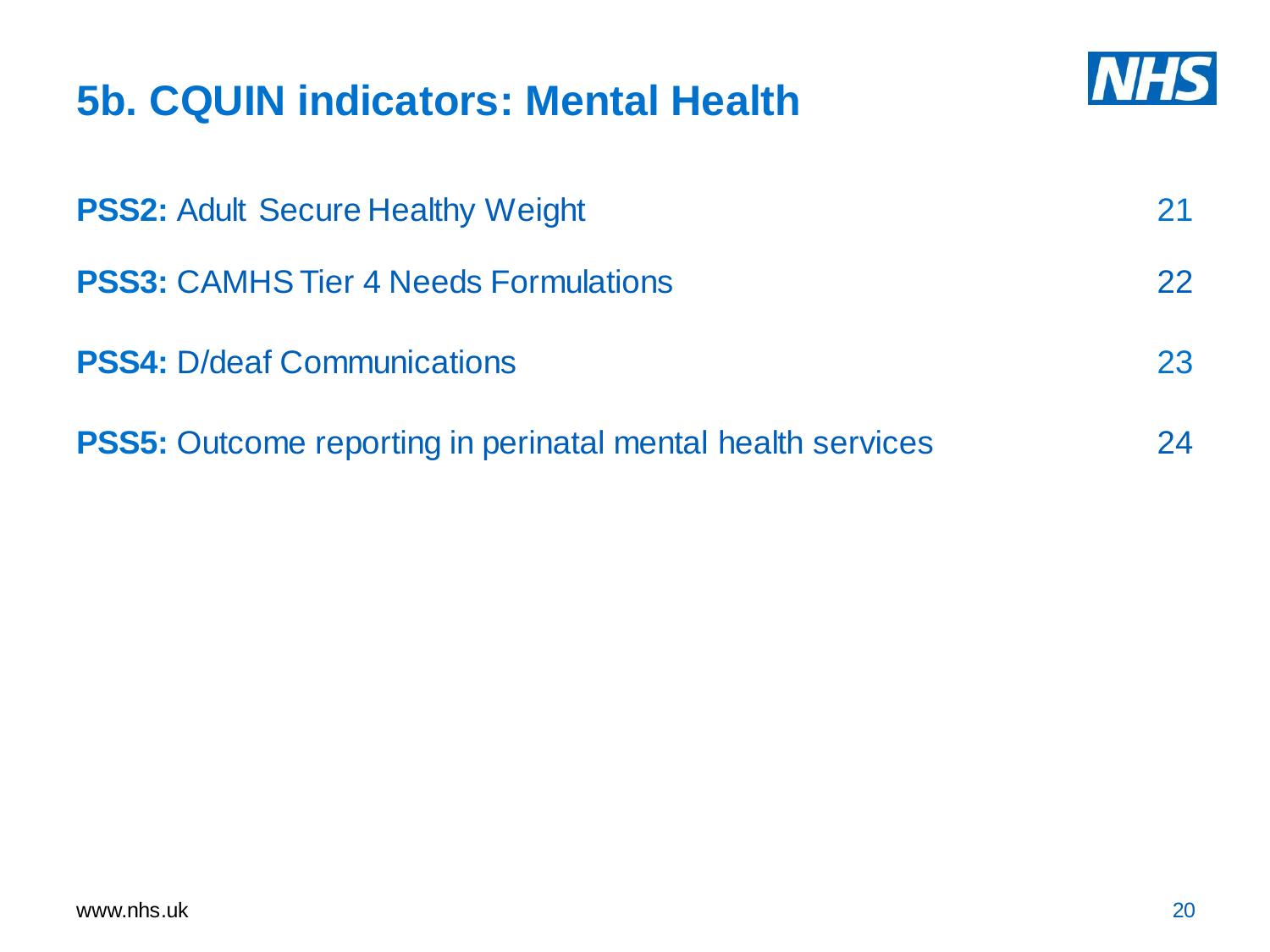# 5b. CQUIN indicators: Mental Health

| | |
|---|---|
| **PSS2:** Adult Secure Healthy Weight | 21 |
| **PSS3:** CAMHS Tier 4 Needs Formulations | 22 |
| **PSS4:** D/deaf Communications | 23 |
| **PSS5:** Outcome reporting in perinatal mental health services | 24 |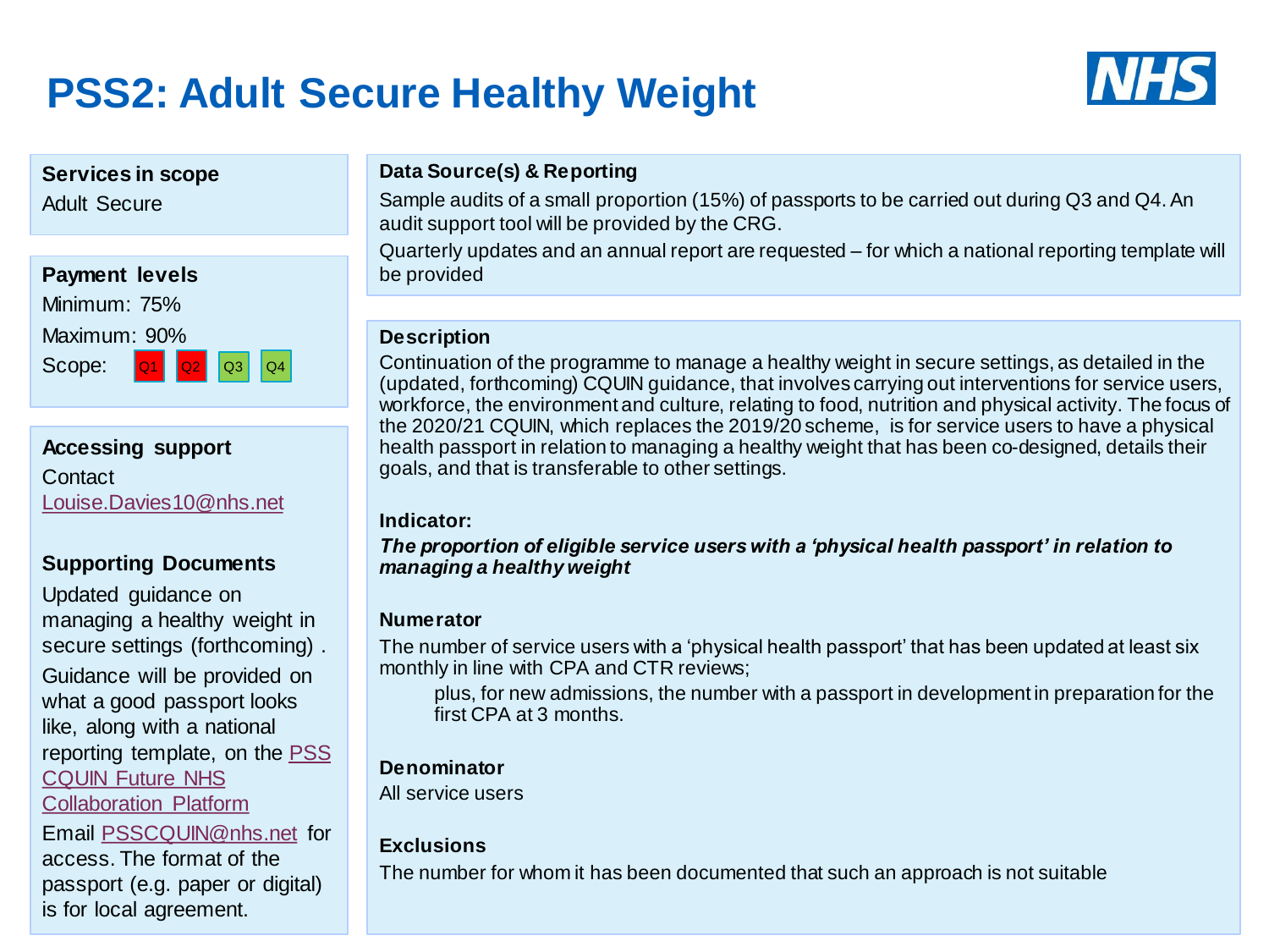# PSS2: Adult Secure Healthy Weight

**Services in scope**

Adult Secure

**Payment levels**

Minimum: 75%

Maximum: 90%

Scope: Q1 Q2 Q3 Q4

**Accessing support**

Contact Louise.Davies10@nhs.net

**Supporting Documents**

Updated guidance on managing a healthy weight in secure settings (forthcoming) .

Guidance will be provided on what a good passport looks like, along with a national reporting template, on the PSS CQUIN Future NHS Collaboration Platform

Email PSSCQUIN@nhs.net for access. The format of the passport (e.g. paper or digital) is for local agreement.

**Data Source(s) & Reporting**

Sample audits of a small proportion (15%) of passports to be carried out during Q3 and Q4. An audit support tool will be provided by the CRG.

Quarterly updates and an annual report are requested – for which a national reporting template will be provided

**Description**

Continuation of the programme to manage a healthy weight in secure settings, as detailed in the (updated, forthcoming) CQUIN guidance, that involves carrying out interventions for service users, workforce, the environment and culture, relating to food, nutrition and physical activity. The focus of the 2020/21 CQUIN, which replaces the 2019/20 scheme, is for service users to have a physical health passport in relation to managing a healthy weight that has been co-designed, details their goals, and that is transferable to other settings.

**Indicator:**

***The proportion of eligible service users with a 'physical health passport' in relation to managing a healthy weight***

**Numerator**

The number of service users with a 'physical health passport' that has been updated at least six monthly in line with CPA and CTR reviews;

plus, for new admissions, the number with a passport in development in preparation for the first CPA at 3 months.

**Denominator**

All service users

**Exclusions**

The number for whom it has been documented that such an approach is not suitable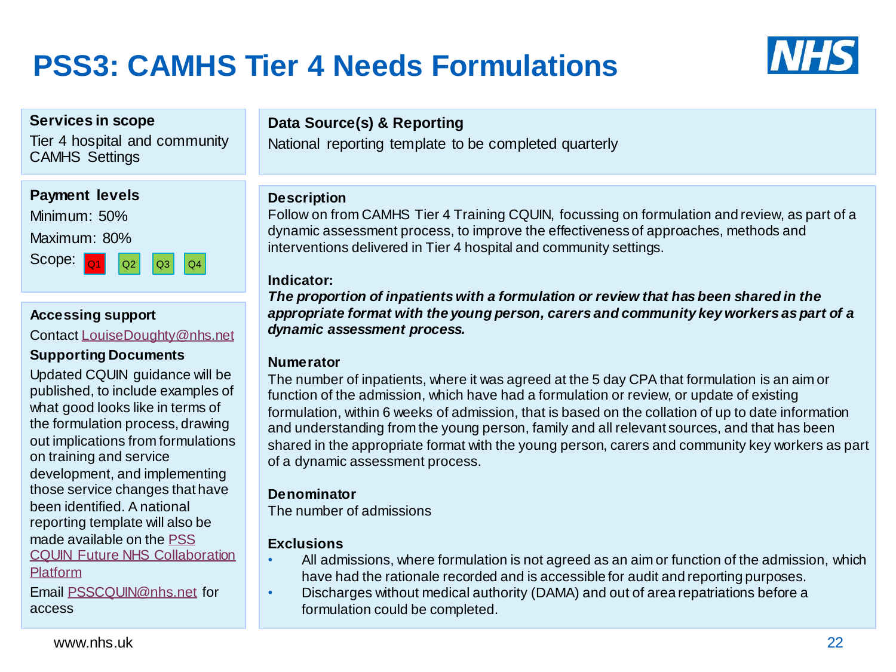# PSS3: CAMHS Tier 4 Needs Formulations

### Services in scope

Tier 4 hospital and community CAMHS Settings

### Payment levels

Minimum: 50%

Maximum: 80%

Scope: Q1 Q2 Q3 Q4

### Accessing support

Contact LouiseDoughty@nhs.net

**Supporting Documents**

Updated CQUIN guidance will be published, to include examples of what good looks like in terms of the formulation process, drawing out implications from formulations on training and service development, and implementing those service changes that have been identified. A national reporting template will also be made available on the PSS CQUIN Future NHS Collaboration Platform

Email PSSCQUIN@nhs.net for access

### Data Source(s) & Reporting

National reporting template to be completed quarterly

### Description

Follow on from CAMHS Tier 4 Training CQUIN, focussing on formulation and review, as part of a dynamic assessment process, to improve the effectiveness of approaches, methods and interventions delivered in Tier 4 hospital and community settings.

**Indicator:**

***The proportion of inpatients with a formulation or review that has been shared in the appropriate format with the young person, carers and community key workers as part of a dynamic assessment process.***

**Numerator**

The number of inpatients, where it was agreed at the 5 day CPA that formulation is an aim or function of the admission, which have had a formulation or review, or update of existing formulation, within 6 weeks of admission, that is based on the collation of up to date information and understanding from the young person, family and all relevant sources, and that has been shared in the appropriate format with the young person, carers and community key workers as part of a dynamic assessment process.

**Denominator**

The number of admissions

**Exclusions**

- All admissions, where formulation is not agreed as an aim or function of the admission, which have had the rationale recorded and is accessible for audit and reporting purposes.
- Discharges without medical authority (DAMA) and out of area repatriations before a formulation could be completed.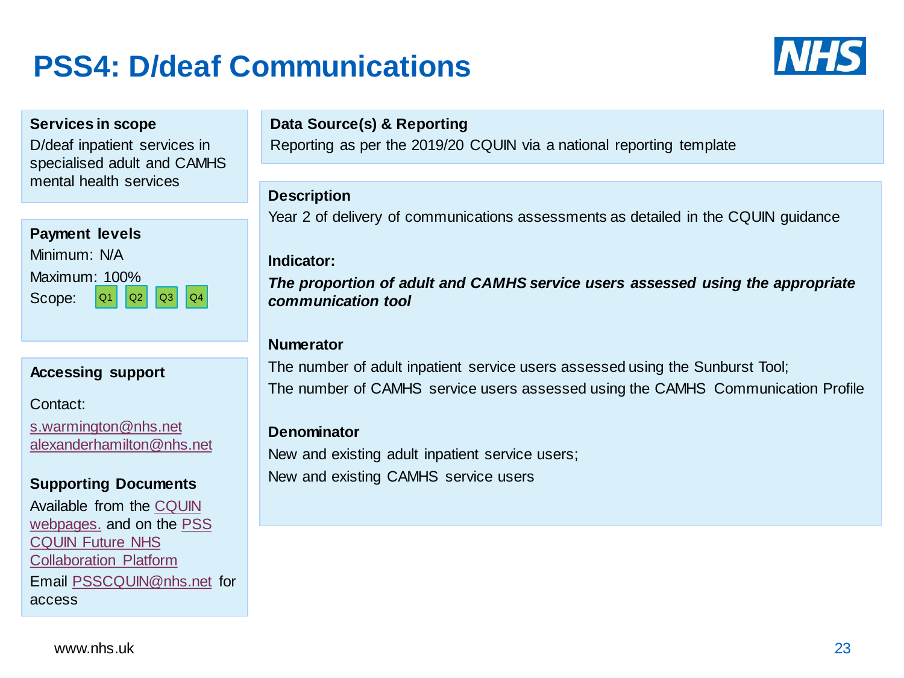# PSS4: D/deaf Communications

**Services in scope**

D/deaf inpatient services in specialised adult and CAMHS mental health services

**Payment levels**

Minimum: N/A

Maximum: 100%

Scope: Q1 Q2 Q3 Q4

**Accessing support**

Contact:

s.warmington@nhs.net
alexanderhamilton@nhs.net

**Supporting Documents**

Available from the CQUIN webpages. and on the PSS CQUIN Future NHS Collaboration Platform

Email PSSCQUIN@nhs.net for access

**Data Source(s) & Reporting**

Reporting as per the 2019/20 CQUIN via a national reporting template

**Description**

Year 2 of delivery of communications assessments as detailed in the CQUIN guidance

**Indicator:**

***The proportion of adult and CAMHS service users assessed using the appropriate communication tool***

**Numerator**

The number of adult inpatient service users assessed using the Sunburst Tool;

The number of CAMHS service users assessed using the CAMHS Communication Profile

**Denominator**

New and existing adult inpatient service users;

New and existing CAMHS service users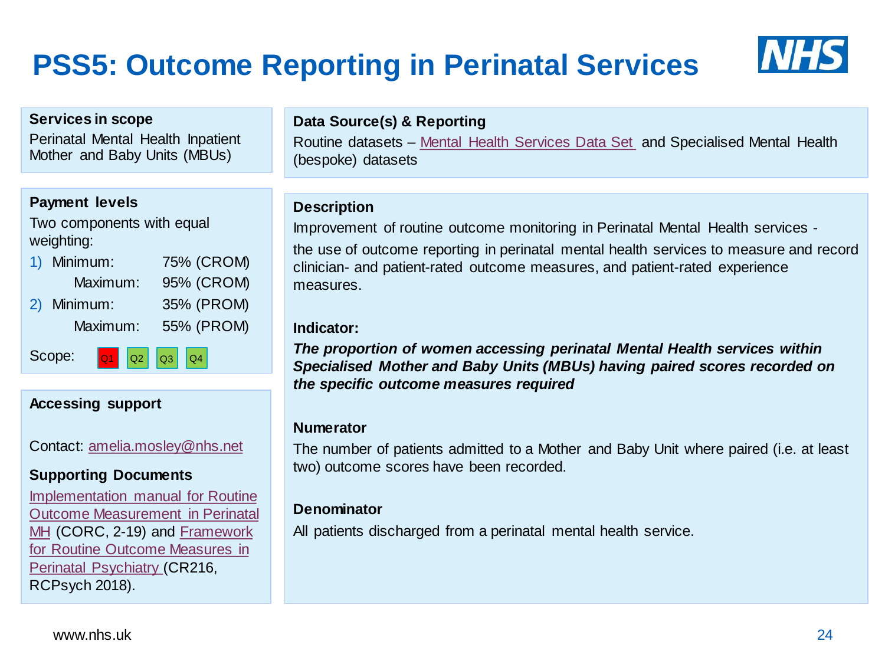# PSS5: Outcome Reporting in Perinatal Services

**Services in scope**

Perinatal Mental Health Inpatient Mother and Baby Units (MBUs)

**Payment levels**

Two components with equal weighting:

1) Minimum: 75% (CROM)
   Maximum: 95% (CROM)
2) Minimum: 35% (PROM)
   Maximum: 55% (PROM)

Scope: Q1 Q2 Q3 Q4

**Accessing support**

Contact: amelia.mosley@nhs.net

**Supporting Documents**

Implementation manual for Routine Outcome Measurement in Perinatal MH (CORC, 2-19) and Framework for Routine Outcome Measures in Perinatal Psychiatry (CR216, RCPsych 2018).

**Data Source(s) & Reporting**

Routine datasets – Mental Health Services Data Set and Specialised Mental Health (bespoke) datasets

**Description**

Improvement of routine outcome monitoring in Perinatal Mental Health services -

the use of outcome reporting in perinatal mental health services to measure and record clinician- and patient-rated outcome measures, and patient-rated experience measures.

**Indicator:**

***The proportion of women accessing perinatal Mental Health services within Specialised Mother and Baby Units (MBUs) having paired scores recorded on the specific outcome measures required***

**Numerator**

The number of patients admitted to a Mother and Baby Unit where paired (i.e. at least two) outcome scores have been recorded.

**Denominator**

All patients discharged from a perinatal mental health service.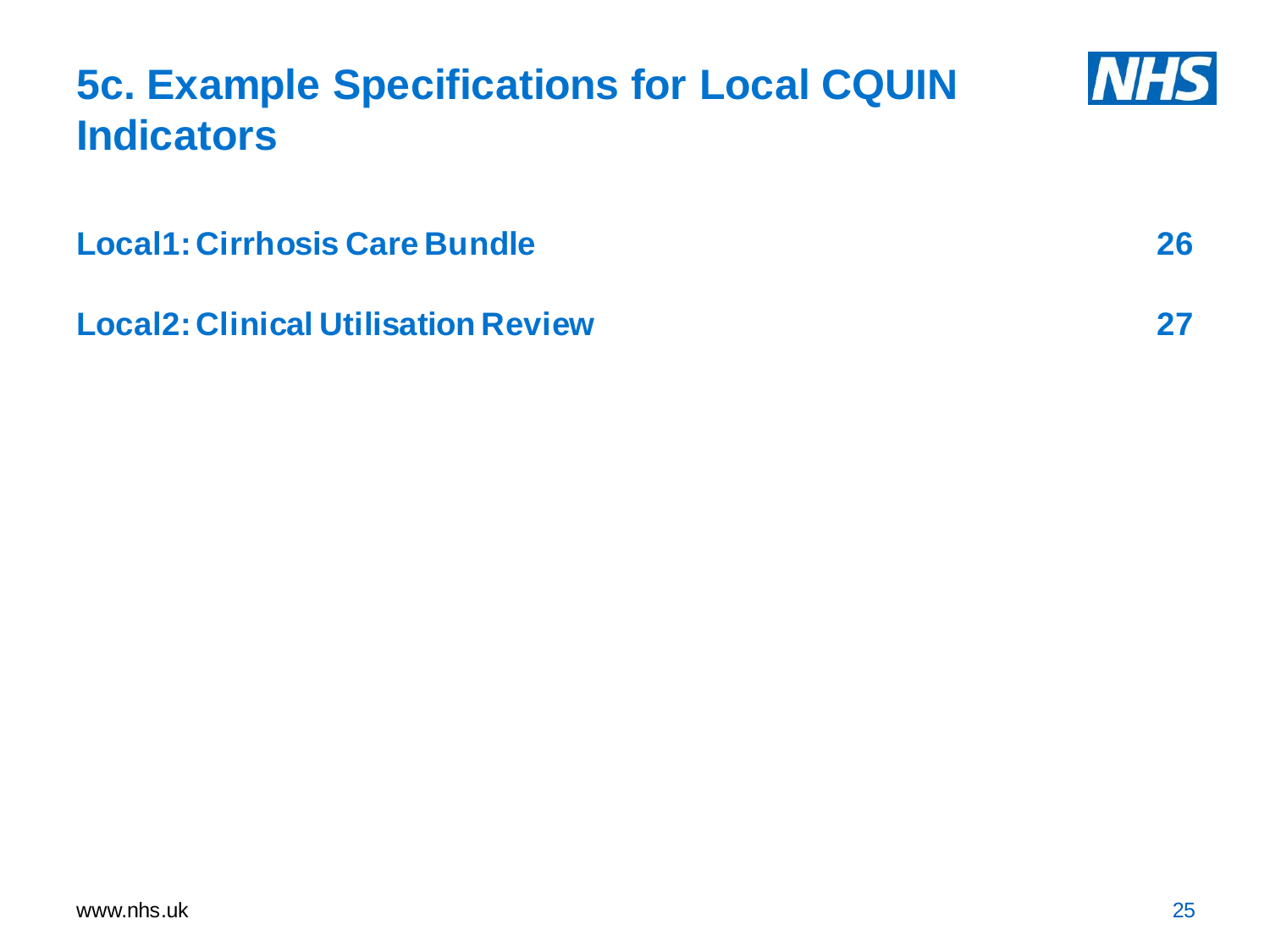# 5c. Example Specifications for Local CQUIN Indicators

| | |
|---|---|
| **Local1: Cirrhosis Care Bundle** | **26** |
| **Local2: Clinical Utilisation Review** | **27** |

www.nhs.uk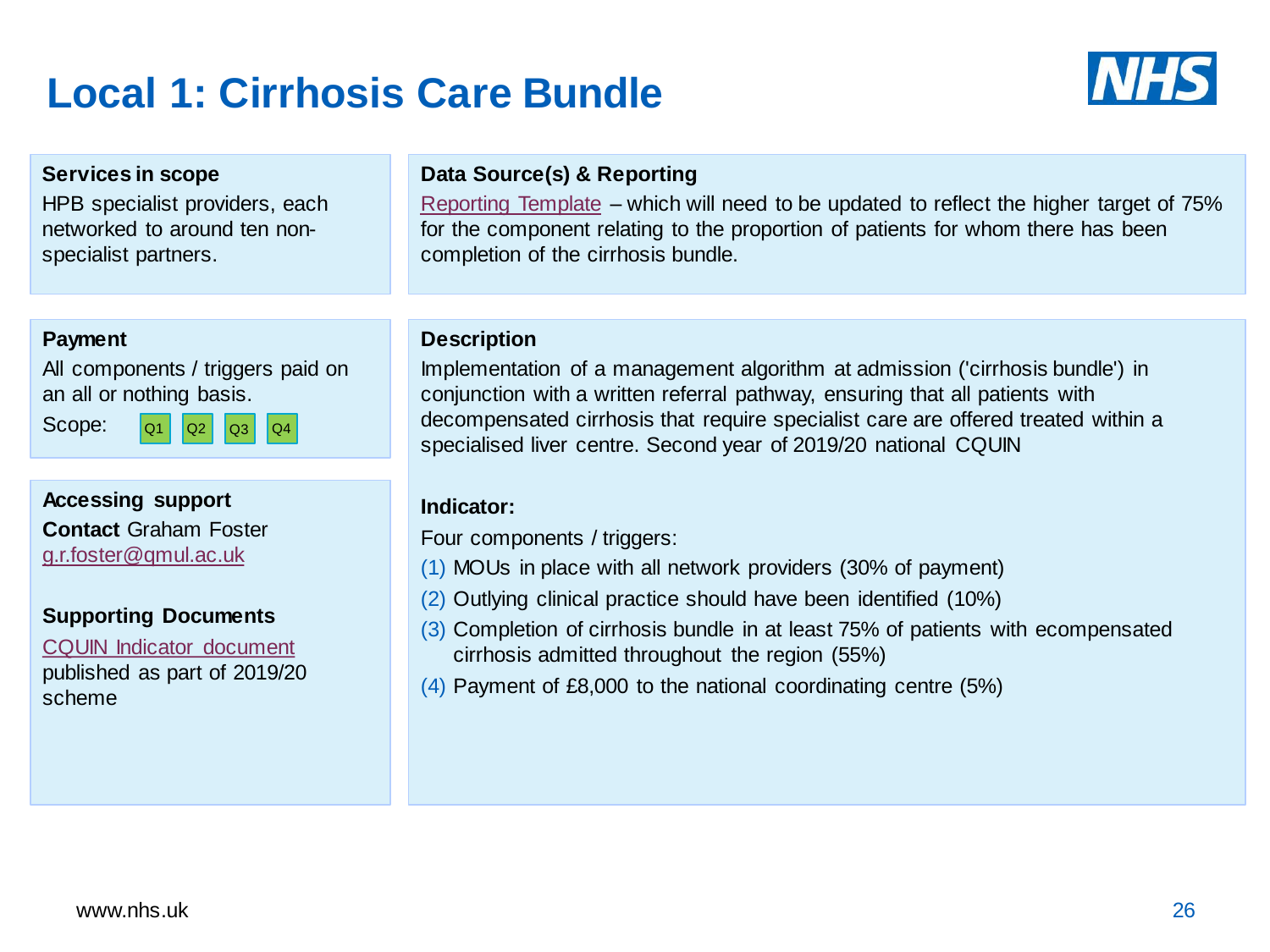# Local 1: Cirrhosis Care Bundle

### Services in scope

HPB specialist providers, each networked to around ten non-specialist partners.

### Payment

All components / triggers paid on an all or nothing basis.

Scope: Q1 Q2 Q3 Q4

### Accessing support

**Contact** Graham Foster
g.r.foster@qmul.ac.uk

### Supporting Documents

CQUIN Indicator document published as part of 2019/20 scheme

### Data Source(s) & Reporting

Reporting Template – which will need to be updated to reflect the higher target of 75% for the component relating to the proportion of patients for whom there has been completion of the cirrhosis bundle.

### Description

Implementation of a management algorithm at admission ('cirrhosis bundle') in conjunction with a written referral pathway, ensuring that all patients with decompensated cirrhosis that require specialist care are offered treated within a specialised liver centre. Second year of 2019/20 national CQUIN

### Indicator:

Four components / triggers:

(1) MOUs in place with all network providers (30% of payment)
(2) Outlying clinical practice should have been identified (10%)
(3) Completion of cirrhosis bundle in at least 75% of patients with ecompensated cirrhosis admitted throughout the region (55%)
(4) Payment of £8,000 to the national coordinating centre (5%)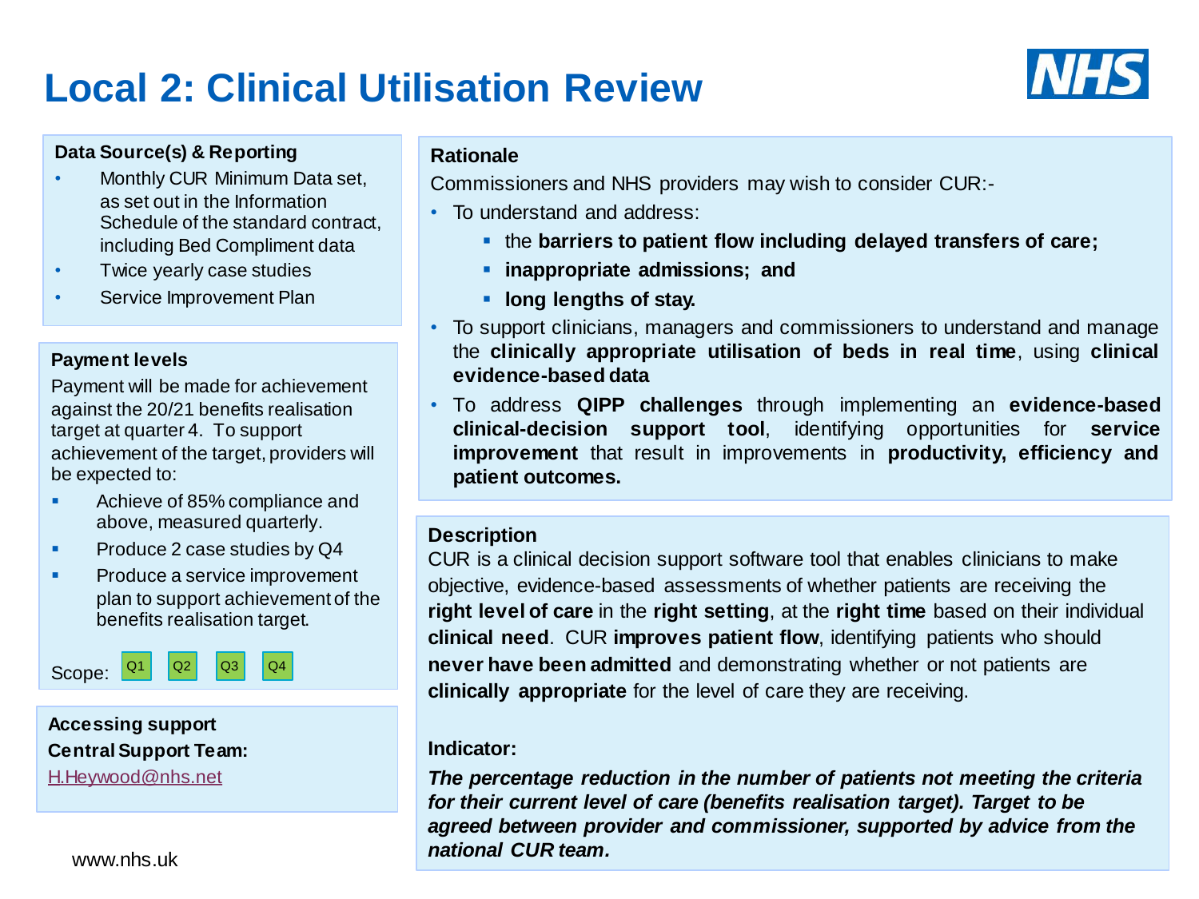# Local 2: Clinical Utilisation Review

### Data Source(s) & Reporting

- Monthly CUR Minimum Data set, as set out in the Information Schedule of the standard contract, including Bed Compliment data
- Twice yearly case studies
- Service Improvement Plan

### Payment levels

Payment will be made for achievement against the 20/21 benefits realisation target at quarter 4. To support achievement of the target, providers will be expected to:

- Achieve of 85% compliance and above, measured quarterly.
- Produce 2 case studies by Q4
- Produce a service improvement plan to support achievement of the benefits realisation target.

Scope: Q1 Q2 Q3 Q4

### Accessing support

**Central Support Team:**

H.Heywood@nhs.net

### Rationale

Commissioners and NHS providers may wish to consider CUR:-

- To understand and address:
  - the **barriers to patient flow including delayed transfers of care;**
  - **inappropriate admissions; and**
  - **long lengths of stay.**
- To support clinicians, managers and commissioners to understand and manage the **clinically appropriate utilisation of beds in real time**, using **clinical evidence-based data**
- To address **QIPP challenges** through implementing an **evidence-based clinical-decision support tool**, identifying opportunities for **service improvement** that result in improvements in **productivity, efficiency and patient outcomes.**

### Description

CUR is a clinical decision support software tool that enables clinicians to make objective, evidence-based assessments of whether patients are receiving the **right level of care** in the **right setting**, at the **right time** based on their individual **clinical need**. CUR **improves patient flow**, identifying patients who should **never have been admitted** and demonstrating whether or not patients are **clinically appropriate** for the level of care they are receiving.

**Indicator:**

***The percentage reduction in the number of patients not meeting the criteria for their current level of care (benefits realisation target). Target to be agreed between provider and commissioner, supported by advice from the national CUR team.***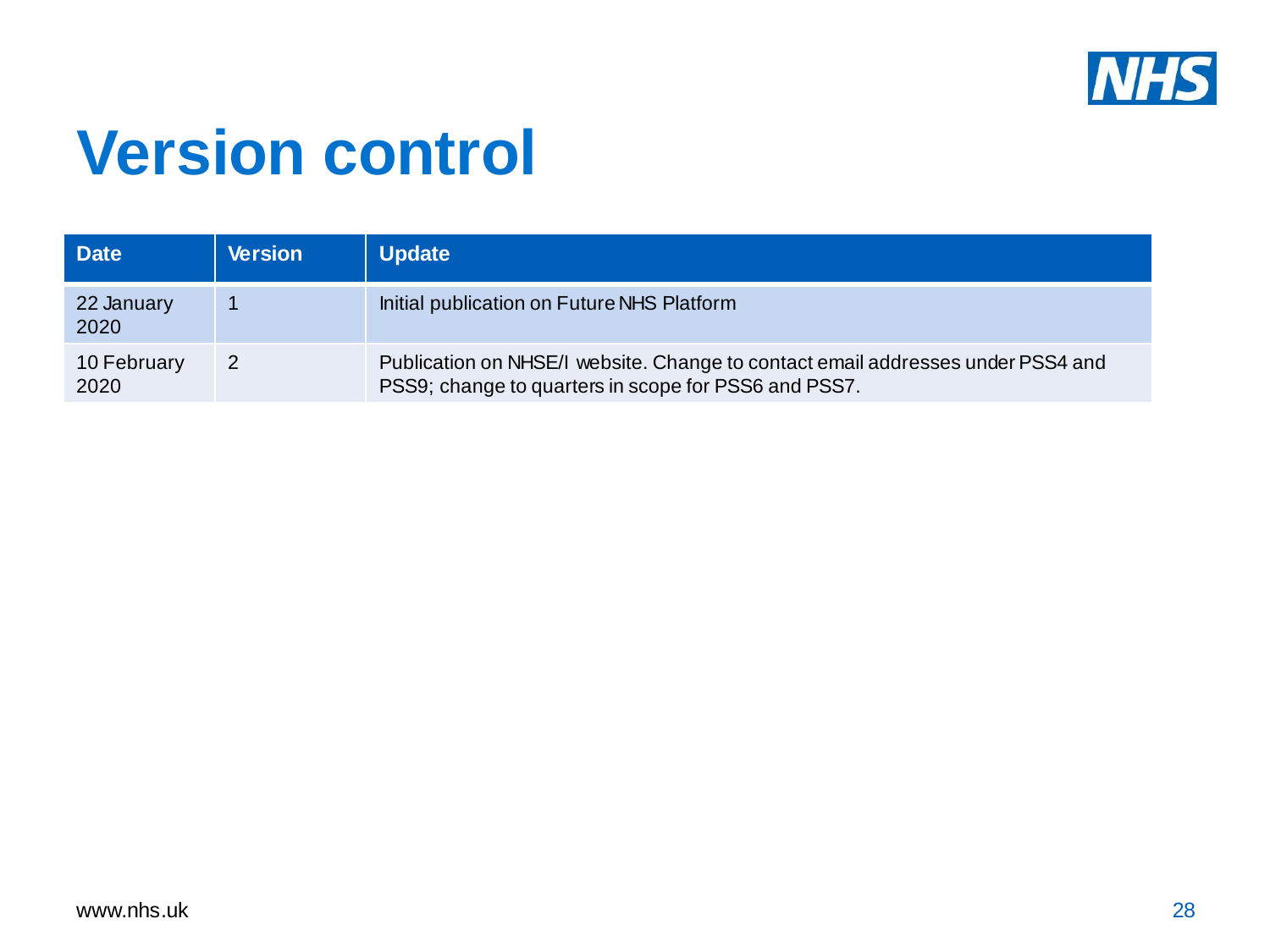# Version control

| Date | Version | Update |
|---|---|---|
| 22 January 2020 | 1 | Initial publication on Future NHS Platform |
| 10 February 2020 | 2 | Publication on NHSE/I website. Change to contact email addresses under PSS4 and PSS9; change to quarters in scope for PSS6 and PSS7. |